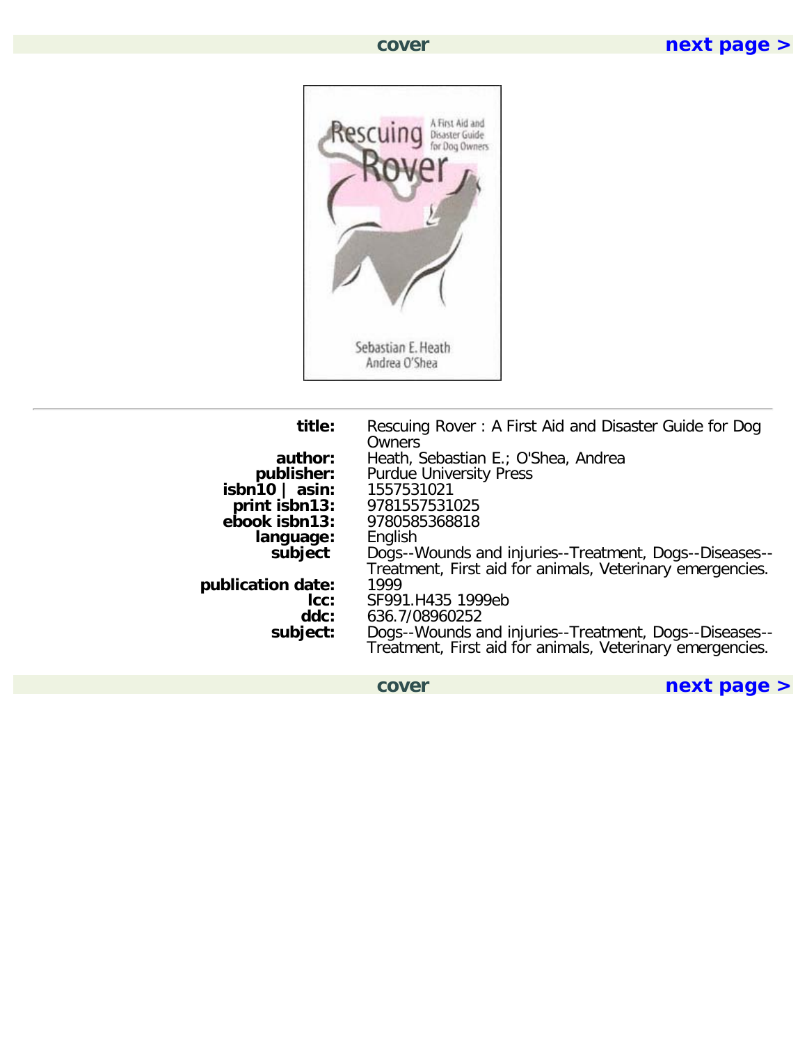| | |
|---|---|
| **title:** | Rescuing Rover : A First Aid and Disaster Guide for Dog Owners |
| **author:** | Heath, Sebastian E.; O'Shea, Andrea |
| **publisher:** | Purdue University Press |
| **isbn10 \| asin:** | 1557531021 |
| **print isbn13:** | 9781557531025 |
| **ebook isbn13:** | 9780585368818 |
| **language:** | English |
| **subject** | Dogs--Wounds and injuries--Treatment, Dogs--Diseases--Treatment, First aid for animals, Veterinary emergencies. |
| **publication date:** | 1999 |
| **lcc:** | SF991.H435 1999eb |
| **ddc:** | 636.7/08960252 |
| **subject:** | Dogs--Wounds and injuries--Treatment, Dogs--Diseases--Treatment, First aid for animals, Veterinary emergencies. |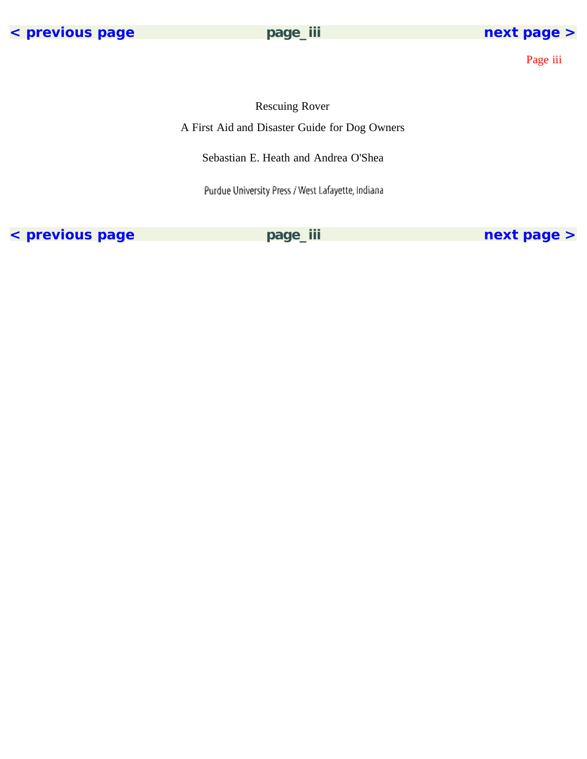# Rescuing Rover

## A First Aid and Disaster Guide for Dog Owners

Sebastian E. Heath and Andrea O'Shea

Purdue University Press / West Lafayette, Indiana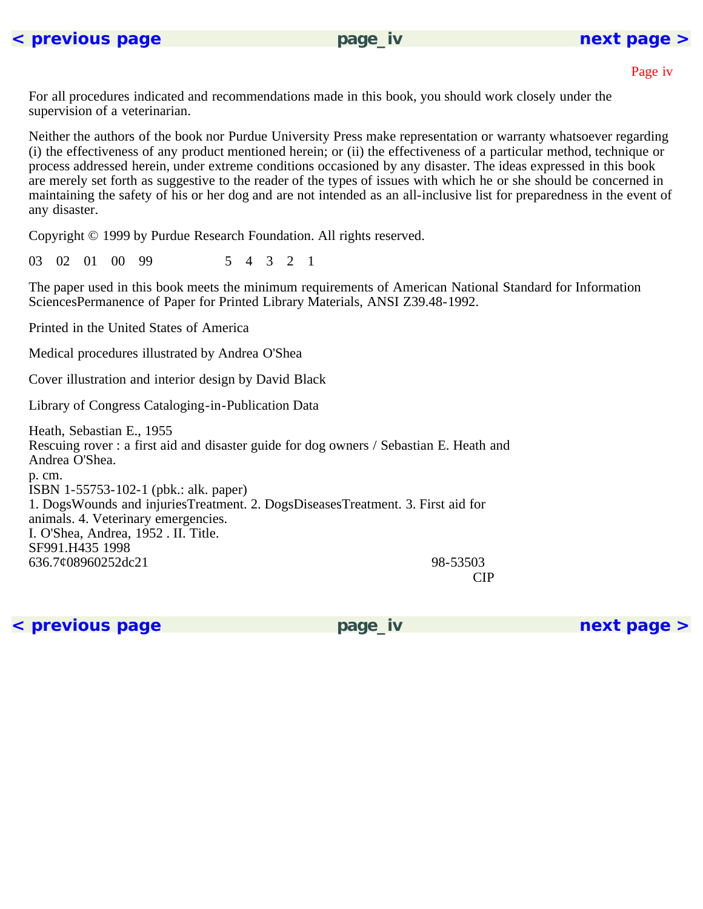For all procedures indicated and recommendations made in this book, you should work closely under the supervision of a veterinarian.

Neither the authors of the book nor Purdue University Press make representation or warranty whatsoever regarding (i) the effectiveness of any product mentioned herein; or (ii) the effectiveness of a particular method, technique or process addressed herein, under extreme conditions occasioned by any disaster. The ideas expressed in this book are merely set forth as suggestive to the reader of the types of issues with which he or she should be concerned in maintaining the safety of his or her dog and are not intended as an all-inclusive list for preparedness in the event of any disaster.

Copyright © 1999 by Purdue Research Foundation. All rights reserved.

03 02 01 00 99 5 4 3 2 1

The paper used in this book meets the minimum requirements of American National Standard for Information SciencesPermanence of Paper for Printed Library Materials, ANSI Z39.48-1992.

Printed in the United States of America

Medical procedures illustrated by Andrea O'Shea

Cover illustration and interior design by David Black

Library of Congress Cataloging-in-Publication Data

Heath, Sebastian E., 1955
Rescuing rover : a first aid and disaster guide for dog owners / Sebastian E. Heath and Andrea O'Shea.
p. cm.
ISBN 1-55753-102-1 (pbk.: alk. paper)
1. DogsWounds and injuriesTreatment. 2. DogsDiseasesTreatment. 3. First aid for animals. 4. Veterinary emergencies.
I. O'Shea, Andrea, 1952 . II. Title.
SF991.H435 1998
636.7¢08960252dc21 98-53503
CIP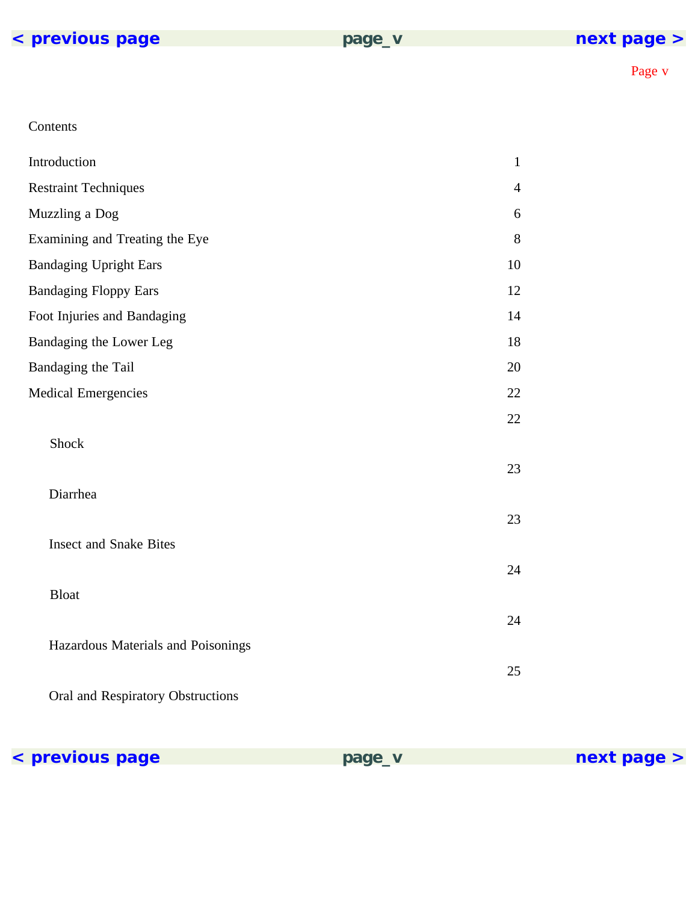# Contents

| | |
|---|---|
| Introduction | 1 |
| Restraint Techniques | 4 |
| Muzzling a Dog | 6 |
| Examining and Treating the Eye | 8 |
| Bandaging Upright Ears | 10 |
| Bandaging Floppy Ears | 12 |
| Foot Injuries and Bandaging | 14 |
| Bandaging the Lower Leg | 18 |
| Bandaging the Tail | 20 |
| Medical Emergencies | 22 |
| Shock | 22 |
| Diarrhea | 23 |
| Insect and Snake Bites | 23 |
| Bloat | 24 |
| Hazardous Materials and Poisonings | 24 |
| Oral and Respiratory Obstructions | 25 |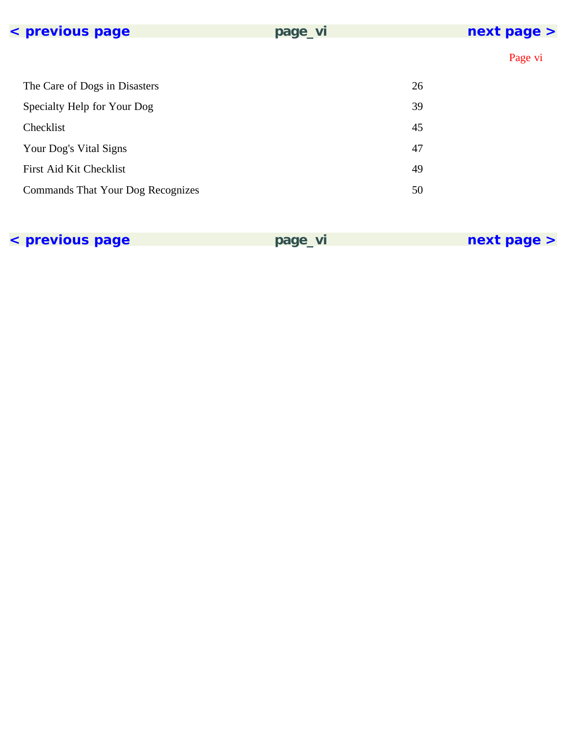| | |
|---|---|
| The Care of Dogs in Disasters | 26 |
| Specialty Help for Your Dog | 39 |
| Checklist | 45 |
| Your Dog's Vital Signs | 47 |
| First Aid Kit Checklist | 49 |
| Commands That Your Dog Recognizes | 50 |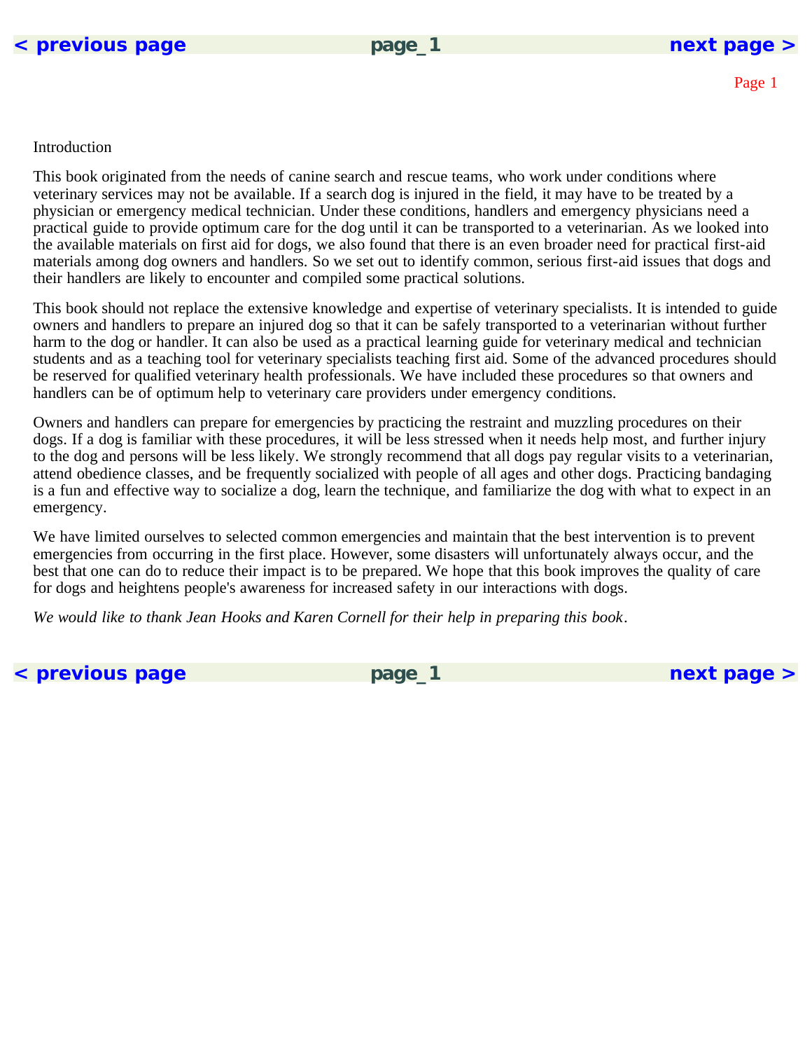## Introduction

This book originated from the needs of canine search and rescue teams, who work under conditions where veterinary services may not be available. If a search dog is injured in the field, it may have to be treated by a physician or emergency medical technician. Under these conditions, handlers and emergency physicians need a practical guide to provide optimum care for the dog until it can be transported to a veterinarian. As we looked into the available materials on first aid for dogs, we also found that there is an even broader need for practical first-aid materials among dog owners and handlers. So we set out to identify common, serious first-aid issues that dogs and their handlers are likely to encounter and compiled some practical solutions.

This book should not replace the extensive knowledge and expertise of veterinary specialists. It is intended to guide owners and handlers to prepare an injured dog so that it can be safely transported to a veterinarian without further harm to the dog or handler. It can also be used as a practical learning guide for veterinary medical and technician students and as a teaching tool for veterinary specialists teaching first aid. Some of the advanced procedures should be reserved for qualified veterinary health professionals. We have included these procedures so that owners and handlers can be of optimum help to veterinary care providers under emergency conditions.

Owners and handlers can prepare for emergencies by practicing the restraint and muzzling procedures on their dogs. If a dog is familiar with these procedures, it will be less stressed when it needs help most, and further injury to the dog and persons will be less likely. We strongly recommend that all dogs pay regular visits to a veterinarian, attend obedience classes, and be frequently socialized with people of all ages and other dogs. Practicing bandaging is a fun and effective way to socialize a dog, learn the technique, and familiarize the dog with what to expect in an emergency.

We have limited ourselves to selected common emergencies and maintain that the best intervention is to prevent emergencies from occurring in the first place. However, some disasters will unfortunately always occur, and the best that one can do to reduce their impact is to be prepared. We hope that this book improves the quality of care for dogs and heightens people's awareness for increased safety in our interactions with dogs.

*We would like to thank Jean Hooks and Karen Cornell for their help in preparing this book*.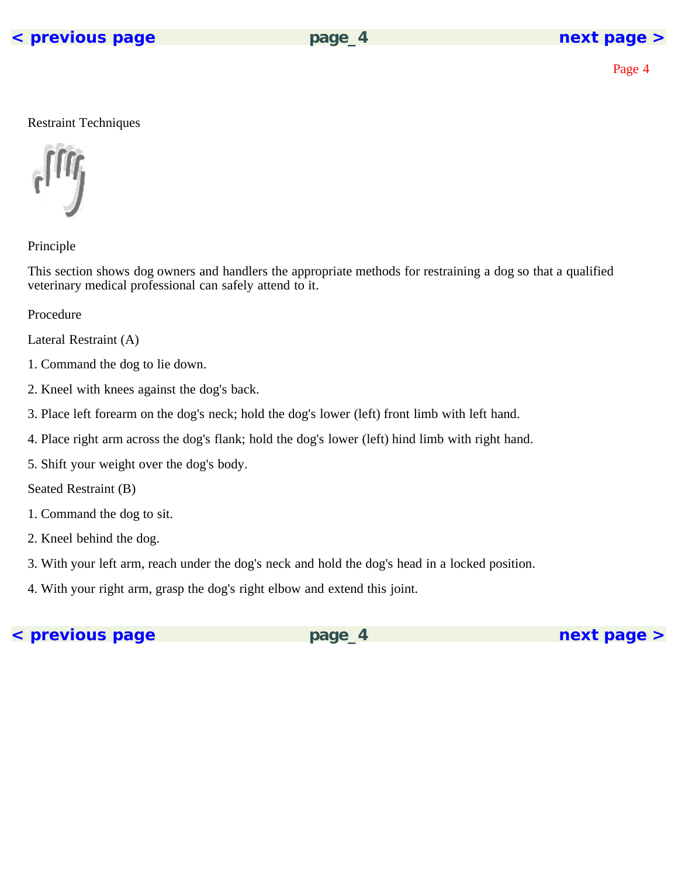## Restraint Techniques

### Principle

This section shows dog owners and handlers the appropriate methods for restraining a dog so that a qualified veterinary medical professional can safely attend to it.

### Procedure

#### Lateral Restraint (A)

1. Command the dog to lie down.
2. Kneel with knees against the dog's back.
3. Place left forearm on the dog's neck; hold the dog's lower (left) front limb with left hand.
4. Place right arm across the dog's flank; hold the dog's lower (left) hind limb with right hand.
5. Shift your weight over the dog's body.

#### Seated Restraint (B)

1. Command the dog to sit.
2. Kneel behind the dog.
3. With your left arm, reach under the dog's neck and hold the dog's head in a locked position.
4. With your right arm, grasp the dog's right elbow and extend this joint.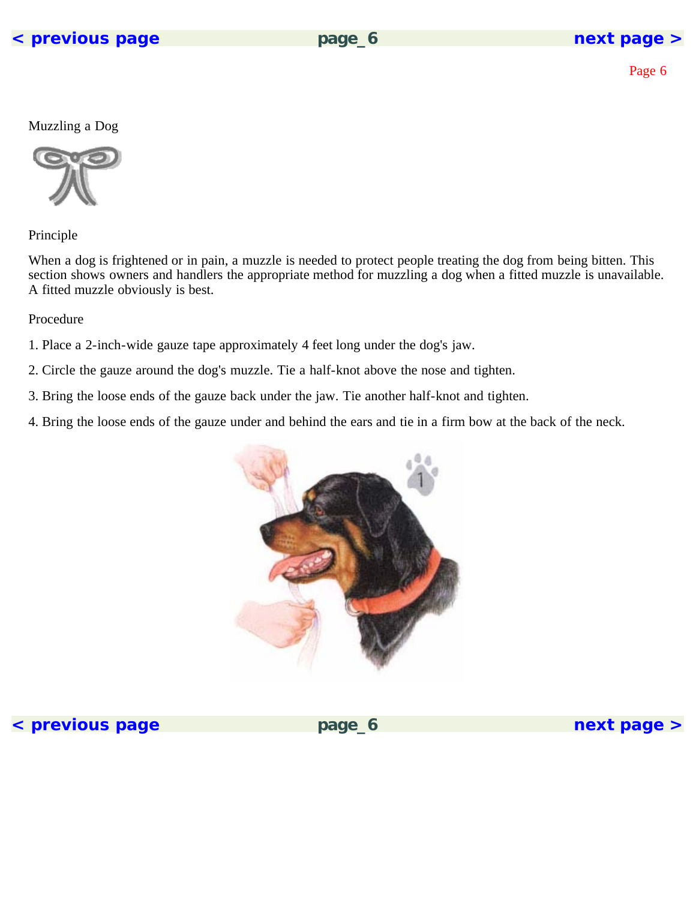# Muzzling a Dog

## Principle

When a dog is frightened or in pain, a muzzle is needed to protect people treating the dog from being bitten. This section shows owners and handlers the appropriate method for muzzling a dog when a fitted muzzle is unavailable. A fitted muzzle obviously is best.

## Procedure

1. Place a 2-inch-wide gauze tape approximately 4 feet long under the dog's jaw.

2. Circle the gauze around the dog's muzzle. Tie a half-knot above the nose and tighten.

3. Bring the loose ends of the gauze back under the jaw. Tie another half-knot and tighten.

4. Bring the loose ends of the gauze under and behind the ears and tie in a firm bow at the back of the neck.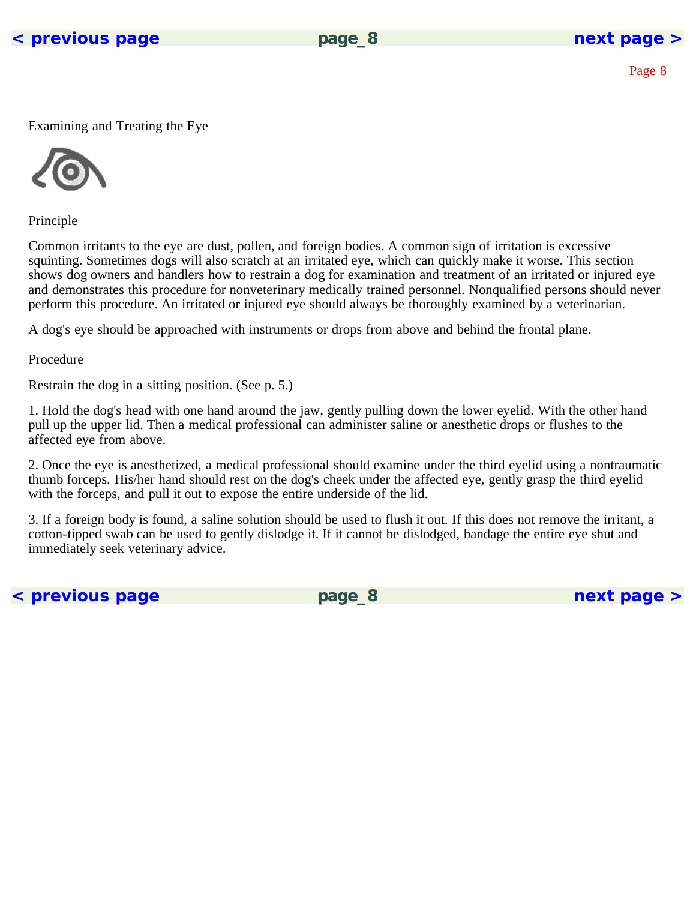# Examining and Treating the Eye

## Principle

Common irritants to the eye are dust, pollen, and foreign bodies. A common sign of irritation is excessive squinting. Sometimes dogs will also scratch at an irritated eye, which can quickly make it worse. This section shows dog owners and handlers how to restrain a dog for examination and treatment of an irritated or injured eye and demonstrates this procedure for nonveterinary medically trained personnel. Nonqualified persons should never perform this procedure. An irritated or injured eye should always be thoroughly examined by a veterinarian.

A dog's eye should be approached with instruments or drops from above and behind the frontal plane.

## Procedure

Restrain the dog in a sitting position. (See p. 5.)

1. Hold the dog's head with one hand around the jaw, gently pulling down the lower eyelid. With the other hand pull up the upper lid. Then a medical professional can administer saline or anesthetic drops or flushes to the affected eye from above.

2. Once the eye is anesthetized, a medical professional should examine under the third eyelid using a nontraumatic thumb forceps. His/her hand should rest on the dog's cheek under the affected eye, gently grasp the third eyelid with the forceps, and pull it out to expose the entire underside of the lid.

3. If a foreign body is found, a saline solution should be used to flush it out. If this does not remove the irritant, a cotton-tipped swab can be used to gently dislodge it. If it cannot be dislodged, bandage the entire eye shut and immediately seek veterinary advice.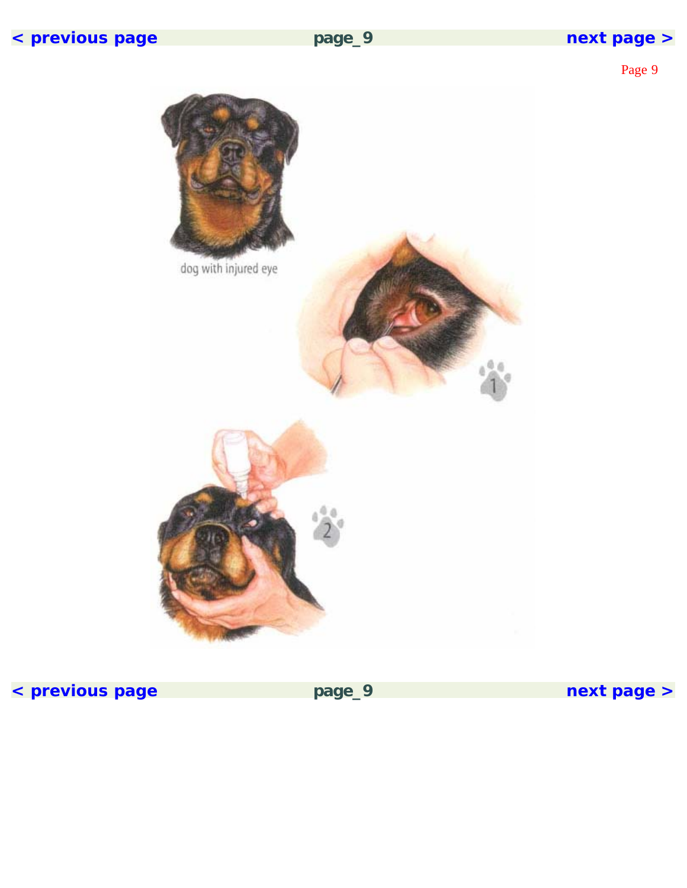dog with injured eye

1

2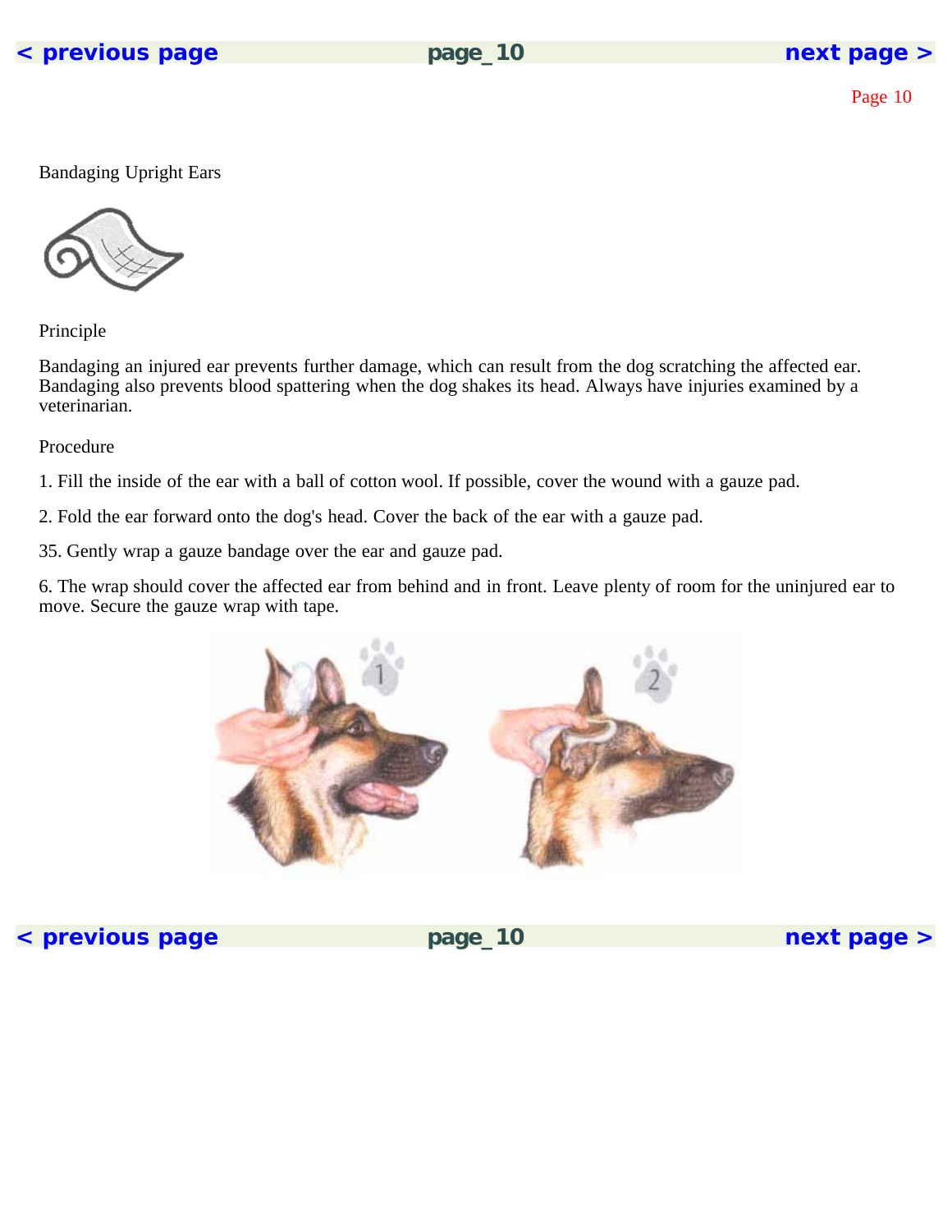## Bandaging Upright Ears

### Principle

Bandaging an injured ear prevents further damage, which can result from the dog scratching the affected ear. Bandaging also prevents blood spattering when the dog shakes its head. Always have injuries examined by a veterinarian.

### Procedure

1. Fill the inside of the ear with a ball of cotton wool. If possible, cover the wound with a gauze pad.

2. Fold the ear forward onto the dog's head. Cover the back of the ear with a gauze pad.

35. Gently wrap a gauze bandage over the ear and gauze pad.

6. The wrap should cover the affected ear from behind and in front. Leave plenty of room for the uninjured ear to move. Secure the gauze wrap with tape.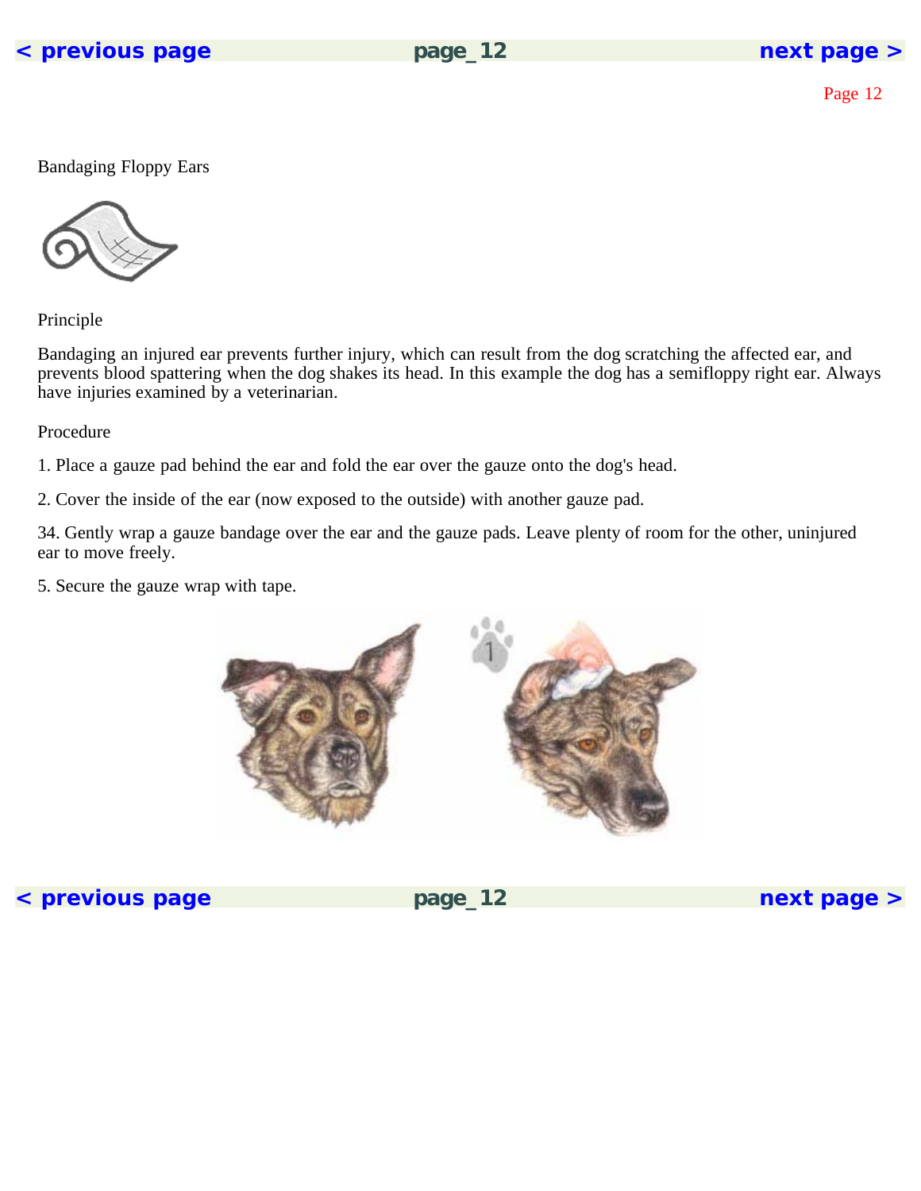# Bandaging Floppy Ears

## Principle

Bandaging an injured ear prevents further injury, which can result from the dog scratching the affected ear, and prevents blood spattering when the dog shakes its head. In this example the dog has a semifloppy right ear. Always have injuries examined by a veterinarian.

## Procedure

1. Place a gauze pad behind the ear and fold the ear over the gauze onto the dog's head.

2. Cover the inside of the ear (now exposed to the outside) with another gauze pad.

34. Gently wrap a gauze bandage over the ear and the gauze pads. Leave plenty of room for the other, uninjured ear to move freely.

5. Secure the gauze wrap with tape.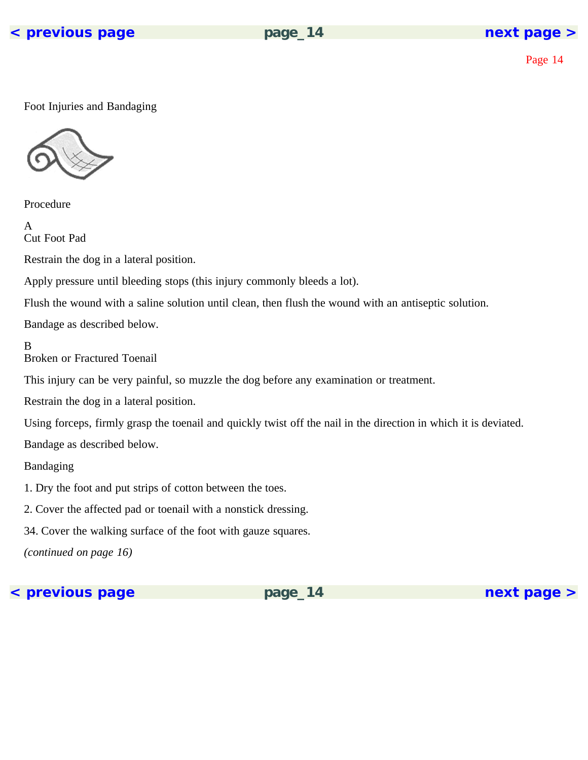# Foot Injuries and Bandaging

## Procedure

### A
### Cut Foot Pad

Restrain the dog in a lateral position.

Apply pressure until bleeding stops (this injury commonly bleeds a lot).

Flush the wound with a saline solution until clean, then flush the wound with an antiseptic solution.

Bandage as described below.

### B
### Broken or Fractured Toenail

This injury can be very painful, so muzzle the dog before any examination or treatment.

Restrain the dog in a lateral position.

Using forceps, firmly grasp the toenail and quickly twist off the nail in the direction in which it is deviated.

Bandage as described below.

### Bandaging

1. Dry the foot and put strips of cotton between the toes.

2. Cover the affected pad or toenail with a nonstick dressing.

34. Cover the walking surface of the foot with gauze squares.

*(continued on page 16)*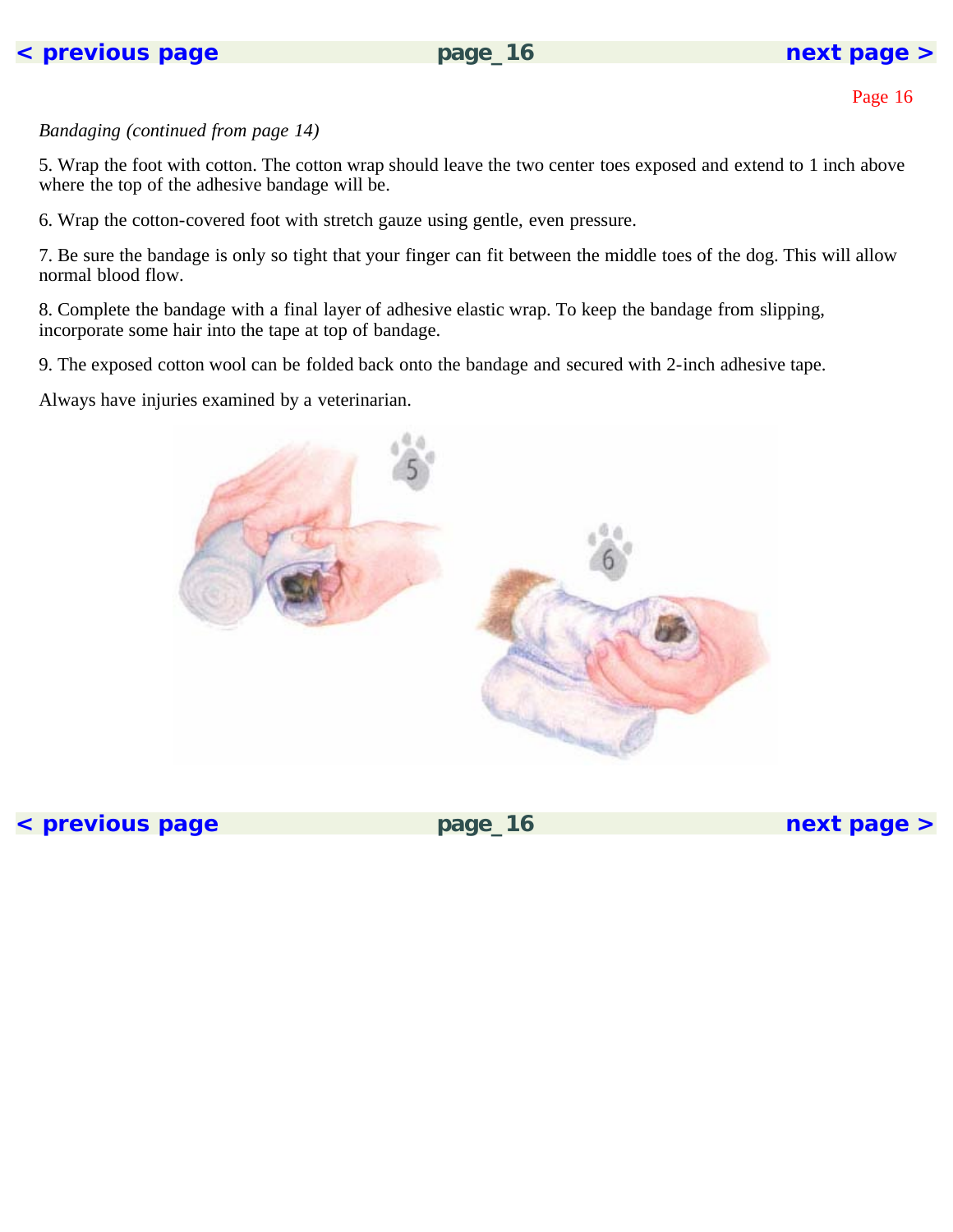*Bandaging (continued from page 14)*

5. Wrap the foot with cotton. The cotton wrap should leave the two center toes exposed and extend to 1 inch above where the top of the adhesive bandage will be.

6. Wrap the cotton-covered foot with stretch gauze using gentle, even pressure.

7. Be sure the bandage is only so tight that your finger can fit between the middle toes of the dog. This will allow normal blood flow.

8. Complete the bandage with a final layer of adhesive elastic wrap. To keep the bandage from slipping, incorporate some hair into the tape at top of bandage.

9. The exposed cotton wool can be folded back onto the bandage and secured with 2-inch adhesive tape.

Always have injuries examined by a veterinarian.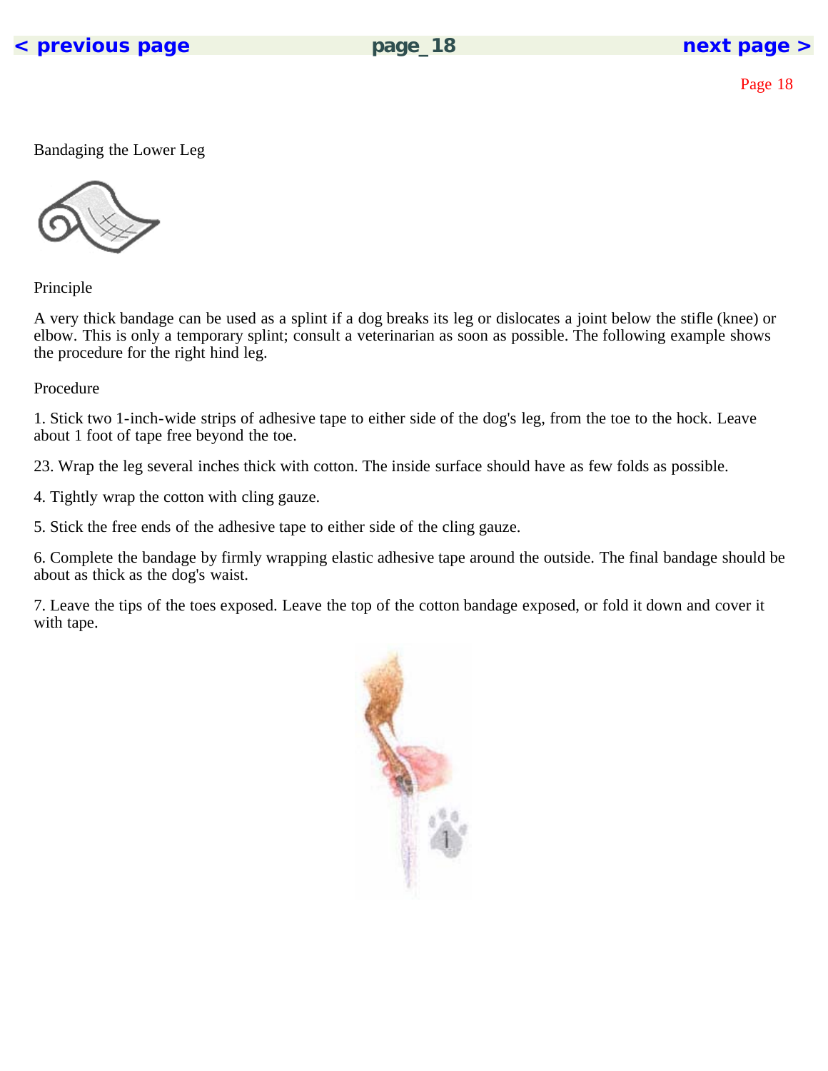## Bandaging the Lower Leg

### Principle

A very thick bandage can be used as a splint if a dog breaks its leg or dislocates a joint below the stifle (knee) or elbow. This is only a temporary splint; consult a veterinarian as soon as possible. The following example shows the procedure for the right hind leg.

### Procedure

1. Stick two 1-inch-wide strips of adhesive tape to either side of the dog's leg, from the toe to the hock. Leave about 1 foot of tape free beyond the toe.

23. Wrap the leg several inches thick with cotton. The inside surface should have as few folds as possible.

4. Tightly wrap the cotton with cling gauze.

5. Stick the free ends of the adhesive tape to either side of the cling gauze.

6. Complete the bandage by firmly wrapping elastic adhesive tape around the outside. The final bandage should be about as thick as the dog's waist.

7. Leave the tips of the toes exposed. Leave the top of the cotton bandage exposed, or fold it down and cover it with tape.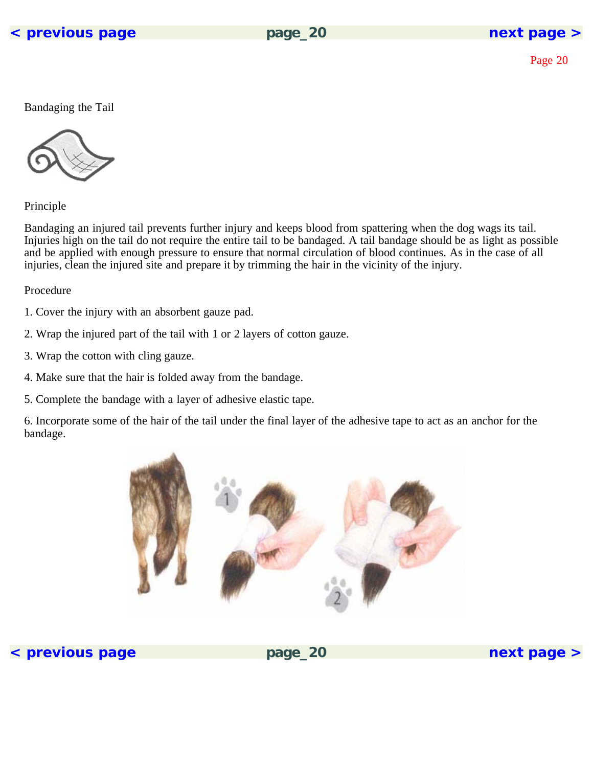# Bandaging the Tail

## Principle

Bandaging an injured tail prevents further injury and keeps blood from spattering when the dog wags its tail. Injuries high on the tail do not require the entire tail to be bandaged. A tail bandage should be as light as possible and be applied with enough pressure to ensure that normal circulation of blood continues. As in the case of all injuries, clean the injured site and prepare it by trimming the hair in the vicinity of the injury.

## Procedure

1. Cover the injury with an absorbent gauze pad.

2. Wrap the injured part of the tail with 1 or 2 layers of cotton gauze.

3. Wrap the cotton with cling gauze.

4. Make sure that the hair is folded away from the bandage.

5. Complete the bandage with a layer of adhesive elastic tape.

6. Incorporate some of the hair of the tail under the final layer of the adhesive tape to act as an anchor for the bandage.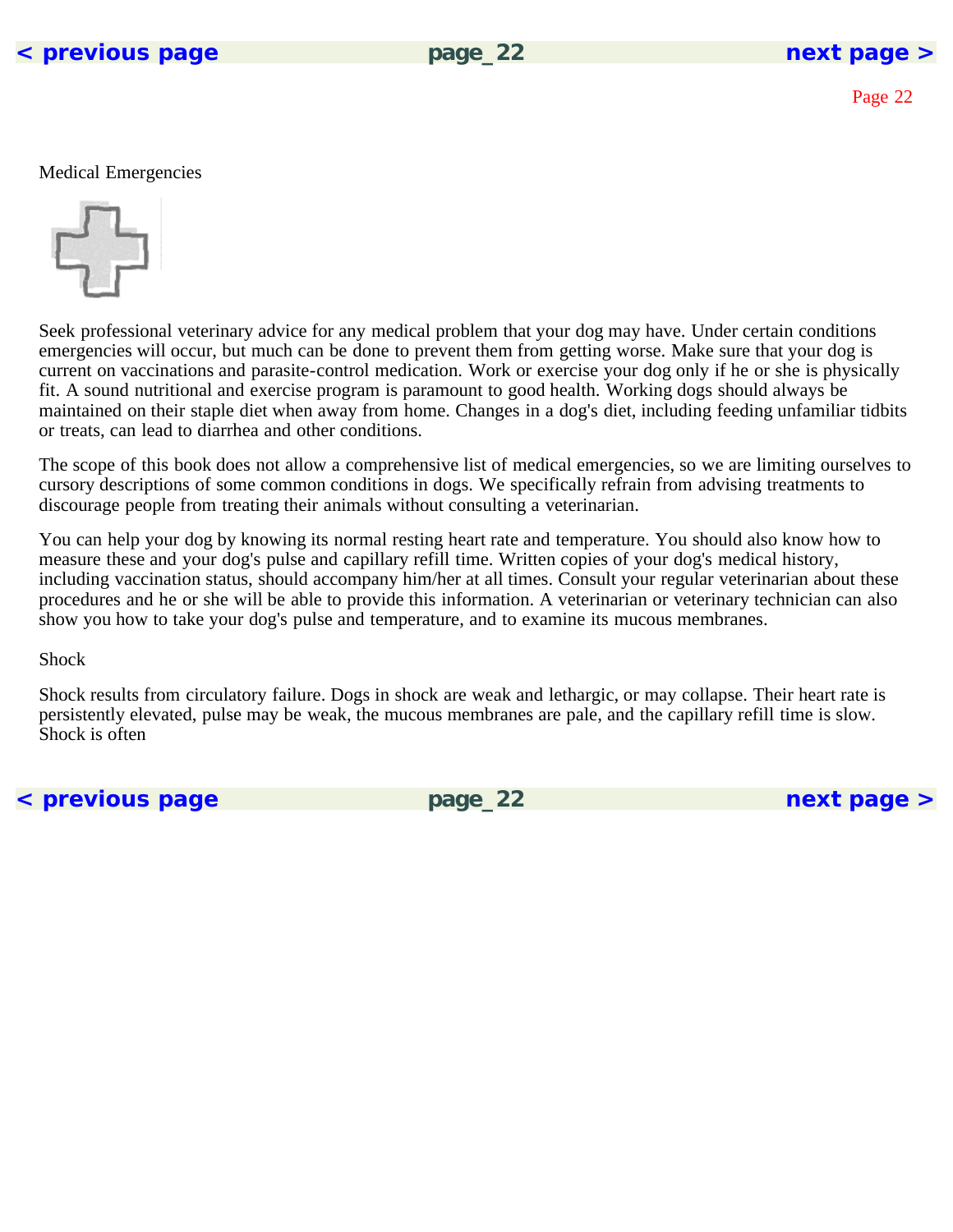## Medical Emergencies

Seek professional veterinary advice for any medical problem that your dog may have. Under certain conditions emergencies will occur, but much can be done to prevent them from getting worse. Make sure that your dog is current on vaccinations and parasite-control medication. Work or exercise your dog only if he or she is physically fit. A sound nutritional and exercise program is paramount to good health. Working dogs should always be maintained on their staple diet when away from home. Changes in a dog's diet, including feeding unfamiliar tidbits or treats, can lead to diarrhea and other conditions.

The scope of this book does not allow a comprehensive list of medical emergencies, so we are limiting ourselves to cursory descriptions of some common conditions in dogs. We specifically refrain from advising treatments to discourage people from treating their animals without consulting a veterinarian.

You can help your dog by knowing its normal resting heart rate and temperature. You should also know how to measure these and your dog's pulse and capillary refill time. Written copies of your dog's medical history, including vaccination status, should accompany him/her at all times. Consult your regular veterinarian about these procedures and he or she will be able to provide this information. A veterinarian or veterinary technician can also show you how to take your dog's pulse and temperature, and to examine its mucous membranes.

### Shock

Shock results from circulatory failure. Dogs in shock are weak and lethargic, or may collapse. Their heart rate is persistently elevated, pulse may be weak, the mucous membranes are pale, and the capillary refill time is slow. Shock is often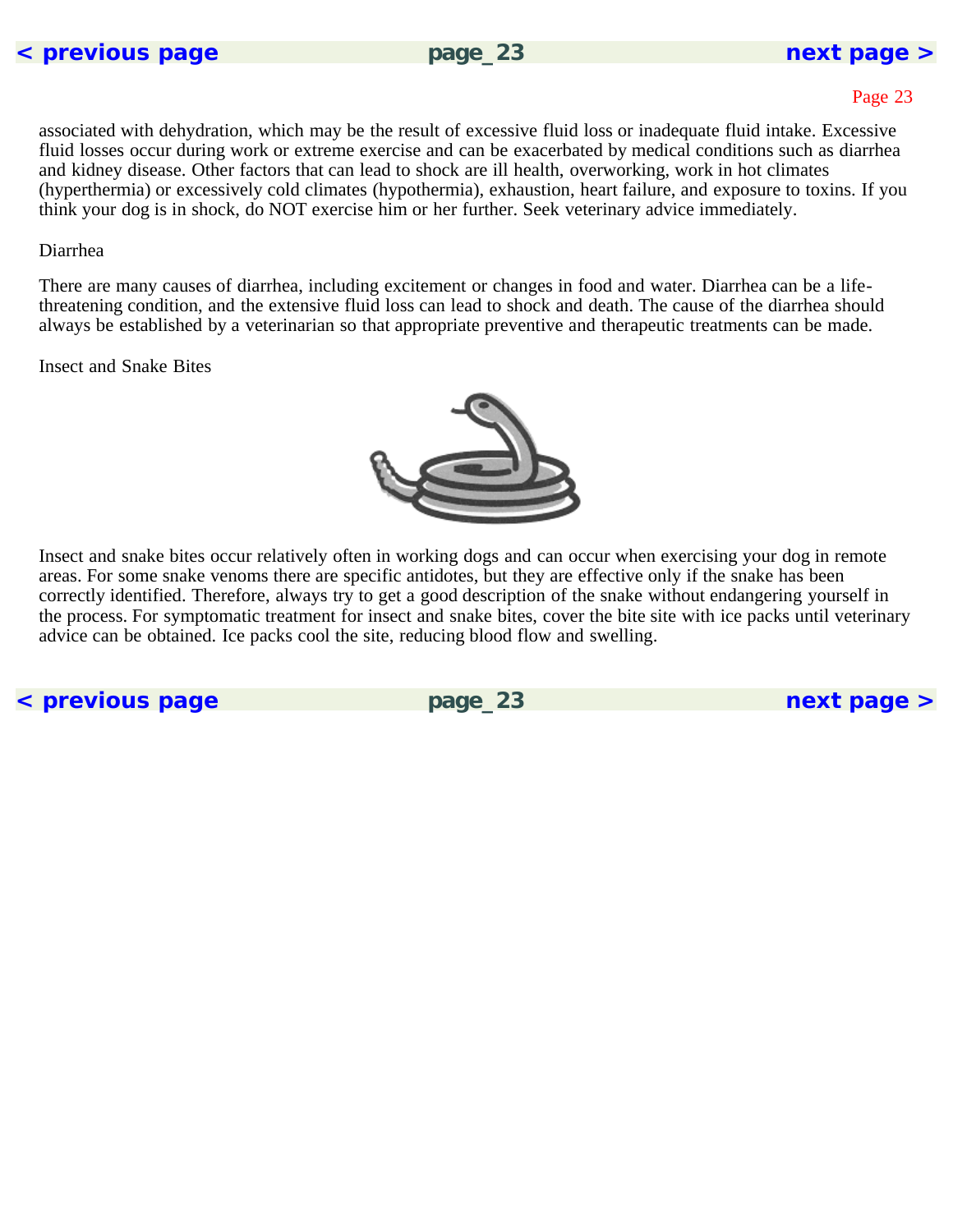associated with dehydration, which may be the result of excessive fluid loss or inadequate fluid intake. Excessive fluid losses occur during work or extreme exercise and can be exacerbated by medical conditions such as diarrhea and kidney disease. Other factors that can lead to shock are ill health, overworking, work in hot climates (hyperthermia) or excessively cold climates (hypothermia), exhaustion, heart failure, and exposure to toxins. If you think your dog is in shock, do NOT exercise him or her further. Seek veterinary advice immediately.

### Diarrhea

There are many causes of diarrhea, including excitement or changes in food and water. Diarrhea can be a life-threatening condition, and the extensive fluid loss can lead to shock and death. The cause of the diarrhea should always be established by a veterinarian so that appropriate preventive and therapeutic treatments can be made.

### Insect and Snake Bites

Insect and snake bites occur relatively often in working dogs and can occur when exercising your dog in remote areas. For some snake venoms there are specific antidotes, but they are effective only if the snake has been correctly identified. Therefore, always try to get a good description of the snake without endangering yourself in the process. For symptomatic treatment for insect and snake bites, cover the bite site with ice packs until veterinary advice can be obtained. Ice packs cool the site, reducing blood flow and swelling.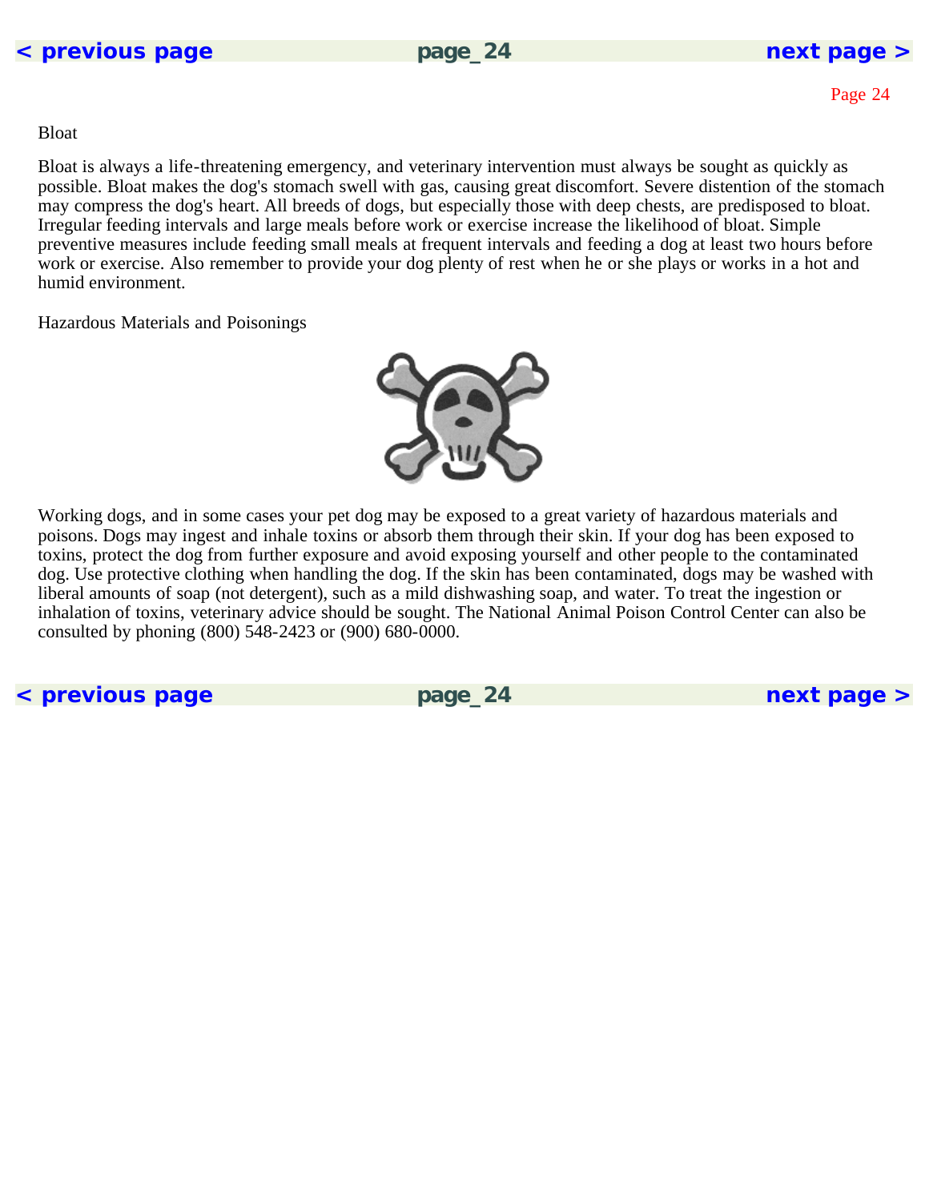## Bloat

Bloat is always a life-threatening emergency, and veterinary intervention must always be sought as quickly as possible. Bloat makes the dog's stomach swell with gas, causing great discomfort. Severe distention of the stomach may compress the dog's heart. All breeds of dogs, but especially those with deep chests, are predisposed to bloat. Irregular feeding intervals and large meals before work or exercise increase the likelihood of bloat. Simple preventive measures include feeding small meals at frequent intervals and feeding a dog at least two hours before work or exercise. Also remember to provide your dog plenty of rest when he or she plays or works in a hot and humid environment.

## Hazardous Materials and Poisonings

Working dogs, and in some cases your pet dog may be exposed to a great variety of hazardous materials and poisons. Dogs may ingest and inhale toxins or absorb them through their skin. If your dog has been exposed to toxins, protect the dog from further exposure and avoid exposing yourself and other people to the contaminated dog. Use protective clothing when handling the dog. If the skin has been contaminated, dogs may be washed with liberal amounts of soap (not detergent), such as a mild dishwashing soap, and water. To treat the ingestion or inhalation of toxins, veterinary advice should be sought. The National Animal Poison Control Center can also be consulted by phoning (800) 548-2423 or (900) 680-0000.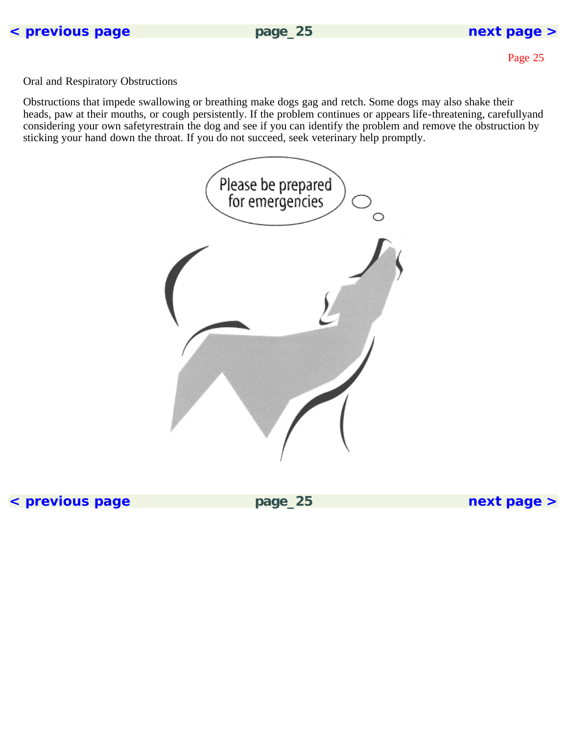## Oral and Respiratory Obstructions

Obstructions that impede swallowing or breathing make dogs gag and retch. Some dogs may also shake their heads, paw at their mouths, or cough persistently. If the problem continues or appears life-threatening, carefullyand considering your own safetyrestrain the dog and see if you can identify the problem and remove the obstruction by sticking your hand down the throat. If you do not succeed, seek veterinary help promptly.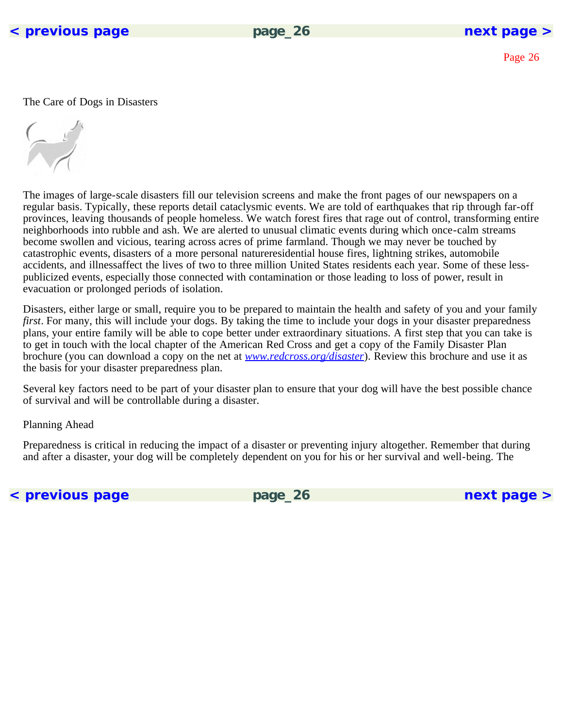# The Care of Dogs in Disasters

The images of large-scale disasters fill our television screens and make the front pages of our newspapers on a regular basis. Typically, these reports detail cataclysmic events. We are told of earthquakes that rip through far-off provinces, leaving thousands of people homeless. We watch forest fires that rage out of control, transforming entire neighborhoods into rubble and ash. We are alerted to unusual climatic events during which once-calm streams become swollen and vicious, tearing across acres of prime farmland. Though we may never be touched by catastrophic events, disasters of a more personal natureresidential house fires, lightning strikes, automobile accidents, and illnessaffect the lives of two to three million United States residents each year. Some of these less-publicized events, especially those connected with contamination or those leading to loss of power, result in evacuation or prolonged periods of isolation.

Disasters, either large or small, require you to be prepared to maintain the health and safety of you and your family *first*. For many, this will include your dogs. By taking the time to include your dogs in your disaster preparedness plans, your entire family will be able to cope better under extraordinary situations. A first step that you can take is to get in touch with the local chapter of the American Red Cross and get a copy of the Family Disaster Plan brochure (you can download a copy on the net at *www.redcross.org/disaster*). Review this brochure and use it as the basis for your disaster preparedness plan.

Several key factors need to be part of your disaster plan to ensure that your dog will have the best possible chance of survival and will be controllable during a disaster.

## Planning Ahead

Preparedness is critical in reducing the impact of a disaster or preventing injury altogether. Remember that during and after a disaster, your dog will be completely dependent on you for his or her survival and well-being. The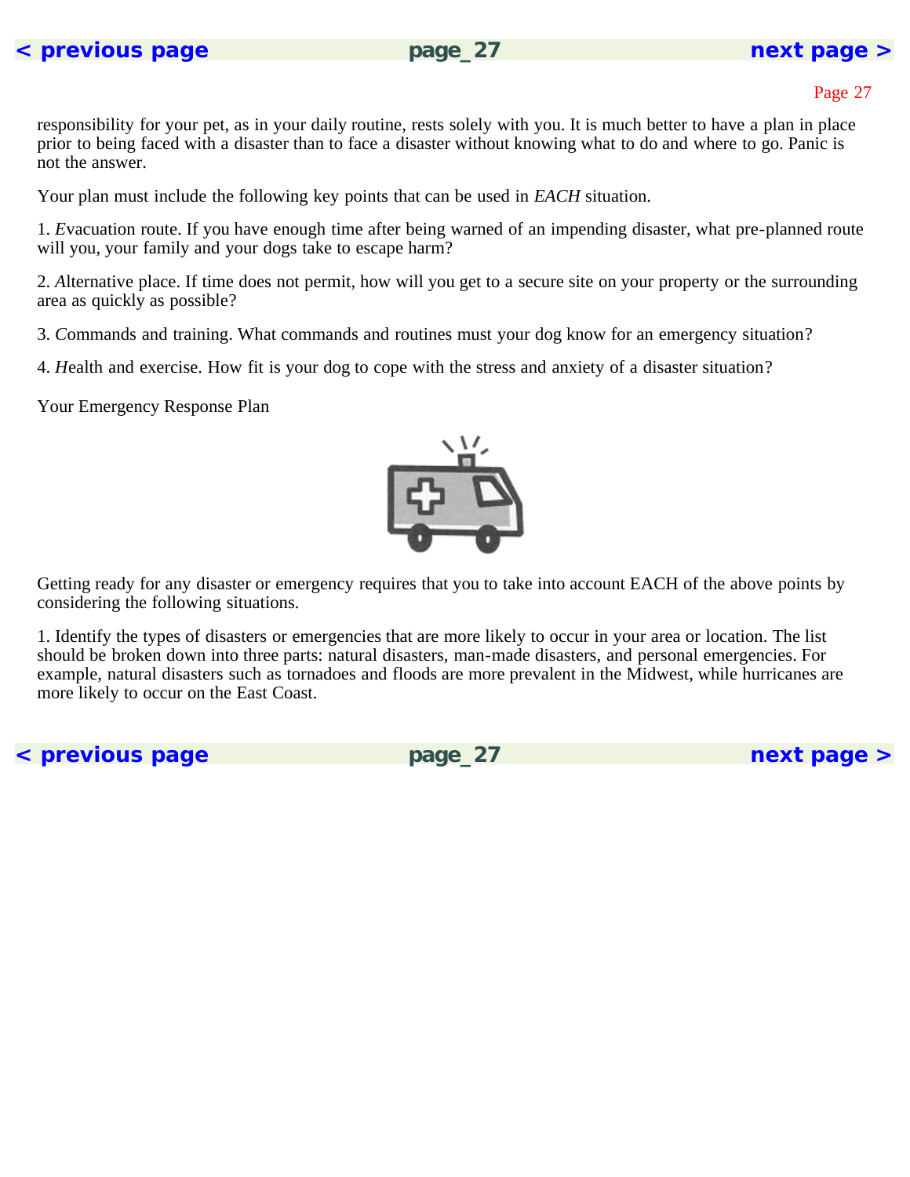responsibility for your pet, as in your daily routine, rests solely with you. It is much better to have a plan in place prior to being faced with a disaster than to face a disaster without knowing what to do and where to go. Panic is not the answer.

Your plan must include the following key points that can be used in *EACH* situation.

1. *E*vacuation route. If you have enough time after being warned of an impending disaster, what pre-planned route will you, your family and your dogs take to escape harm?

2. *A*lternative place. If time does not permit, how will you get to a secure site on your property or the surrounding area as quickly as possible?

3. *C*ommands and training. What commands and routines must your dog know for an emergency situation?

4. *H*ealth and exercise. How fit is your dog to cope with the stress and anxiety of a disaster situation?

Your Emergency Response Plan

Getting ready for any disaster or emergency requires that you to take into account EACH of the above points by considering the following situations.

1. Identify the types of disasters or emergencies that are more likely to occur in your area or location. The list should be broken down into three parts: natural disasters, man-made disasters, and personal emergencies. For example, natural disasters such as tornadoes and floods are more prevalent in the Midwest, while hurricanes are more likely to occur on the East Coast.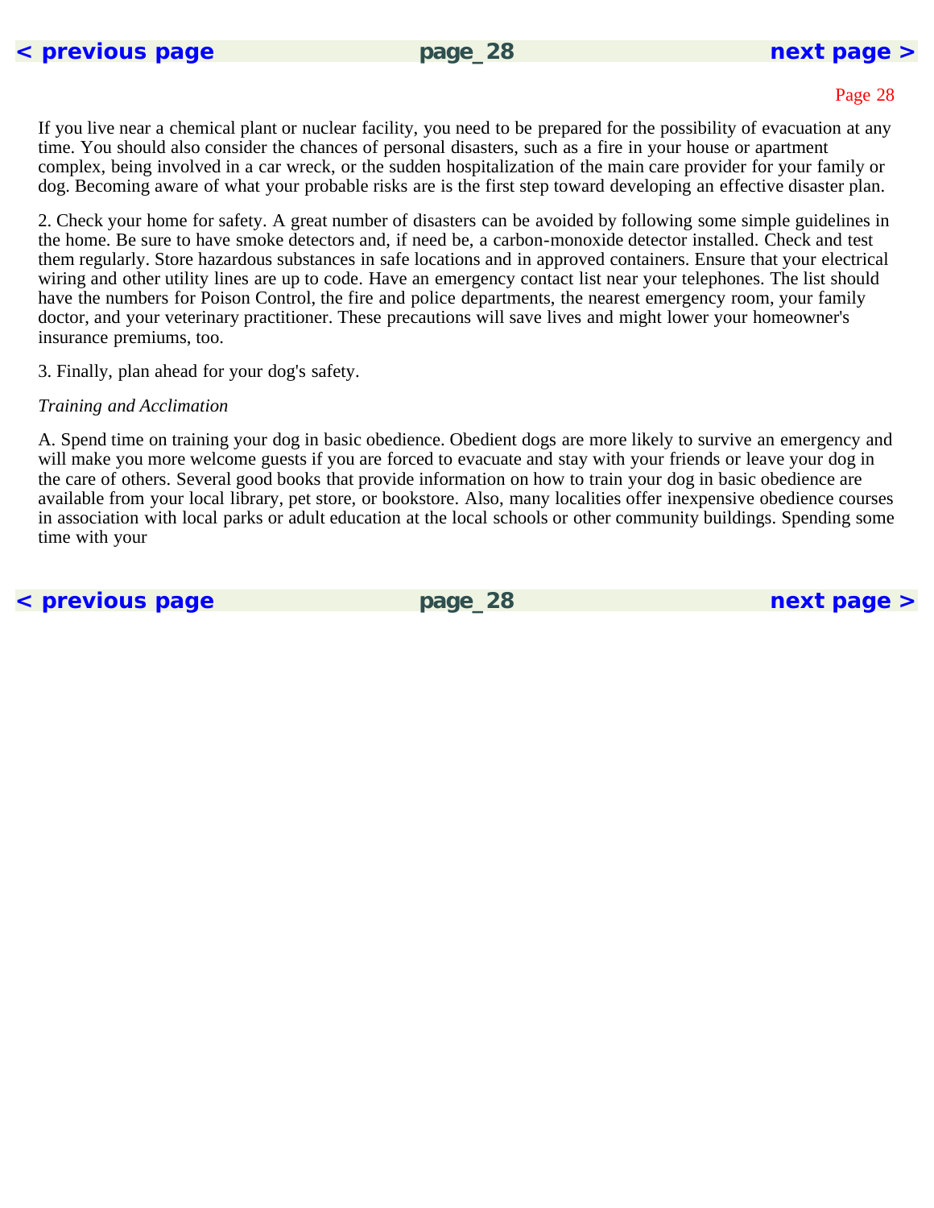If you live near a chemical plant or nuclear facility, you need to be prepared for the possibility of evacuation at any time. You should also consider the chances of personal disasters, such as a fire in your house or apartment complex, being involved in a car wreck, or the sudden hospitalization of the main care provider for your family or dog. Becoming aware of what your probable risks are is the first step toward developing an effective disaster plan.

2. Check your home for safety. A great number of disasters can be avoided by following some simple guidelines in the home. Be sure to have smoke detectors and, if need be, a carbon-monoxide detector installed. Check and test them regularly. Store hazardous substances in safe locations and in approved containers. Ensure that your electrical wiring and other utility lines are up to code. Have an emergency contact list near your telephones. The list should have the numbers for Poison Control, the fire and police departments, the nearest emergency room, your family doctor, and your veterinary practitioner. These precautions will save lives and might lower your homeowner's insurance premiums, too.

3. Finally, plan ahead for your dog's safety.

*Training and Acclimation*

A. Spend time on training your dog in basic obedience. Obedient dogs are more likely to survive an emergency and will make you more welcome guests if you are forced to evacuate and stay with your friends or leave your dog in the care of others. Several good books that provide information on how to train your dog in basic obedience are available from your local library, pet store, or bookstore. Also, many localities offer inexpensive obedience courses in association with local parks or adult education at the local schools or other community buildings. Spending some time with your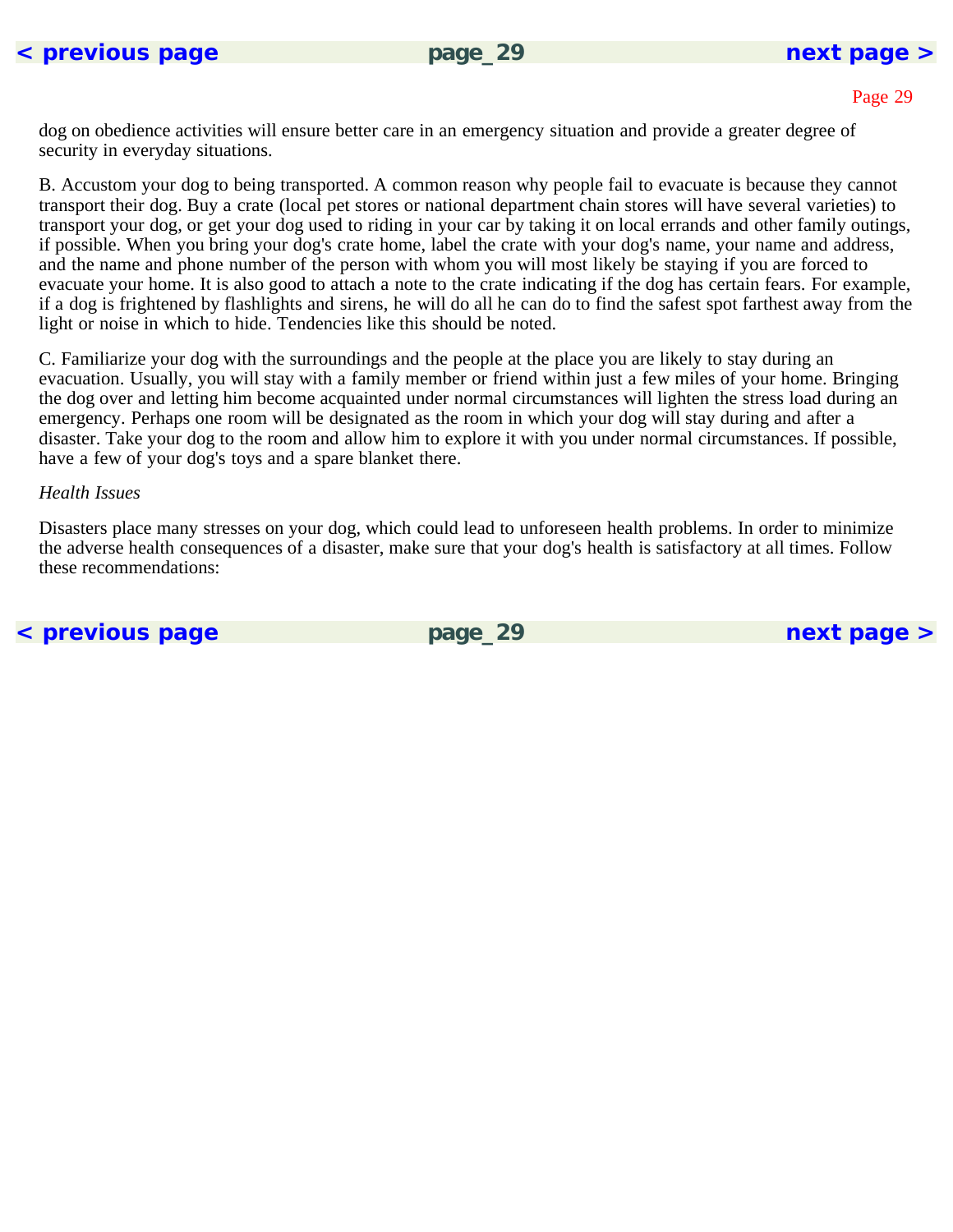dog on obedience activities will ensure better care in an emergency situation and provide a greater degree of security in everyday situations.

B. Accustom your dog to being transported. A common reason why people fail to evacuate is because they cannot transport their dog. Buy a crate (local pet stores or national department chain stores will have several varieties) to transport your dog, or get your dog used to riding in your car by taking it on local errands and other family outings, if possible. When you bring your dog's crate home, label the crate with your dog's name, your name and address, and the name and phone number of the person with whom you will most likely be staying if you are forced to evacuate your home. It is also good to attach a note to the crate indicating if the dog has certain fears. For example, if a dog is frightened by flashlights and sirens, he will do all he can do to find the safest spot farthest away from the light or noise in which to hide. Tendencies like this should be noted.

C. Familiarize your dog with the surroundings and the people at the place you are likely to stay during an evacuation. Usually, you will stay with a family member or friend within just a few miles of your home. Bringing the dog over and letting him become acquainted under normal circumstances will lighten the stress load during an emergency. Perhaps one room will be designated as the room in which your dog will stay during and after a disaster. Take your dog to the room and allow him to explore it with you under normal circumstances. If possible, have a few of your dog's toys and a spare blanket there.

*Health Issues*

Disasters place many stresses on your dog, which could lead to unforeseen health problems. In order to minimize the adverse health consequences of a disaster, make sure that your dog's health is satisfactory at all times. Follow these recommendations: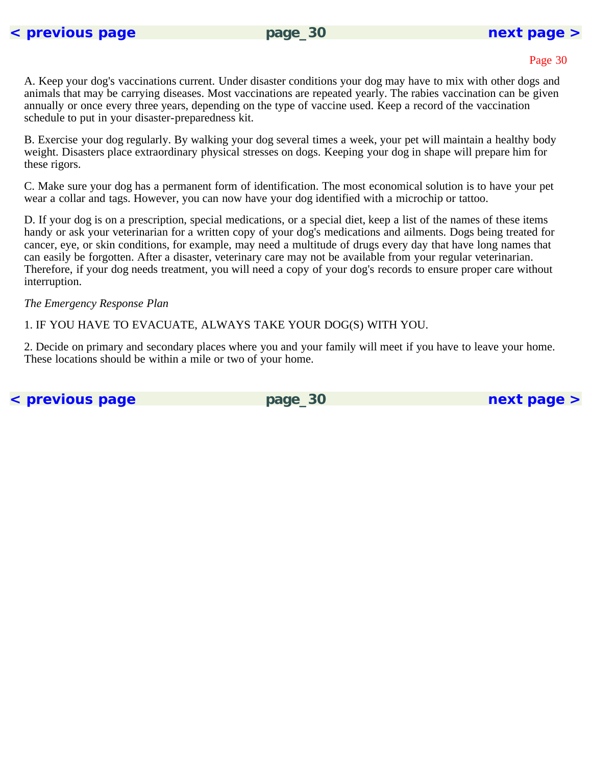A. Keep your dog's vaccinations current. Under disaster conditions your dog may have to mix with other dogs and animals that may be carrying diseases. Most vaccinations are repeated yearly. The rabies vaccination can be given annually or once every three years, depending on the type of vaccine used. Keep a record of the vaccination schedule to put in your disaster-preparedness kit.

B. Exercise your dog regularly. By walking your dog several times a week, your pet will maintain a healthy body weight. Disasters place extraordinary physical stresses on dogs. Keeping your dog in shape will prepare him for these rigors.

C. Make sure your dog has a permanent form of identification. The most economical solution is to have your pet wear a collar and tags. However, you can now have your dog identified with a microchip or tattoo.

D. If your dog is on a prescription, special medications, or a special diet, keep a list of the names of these items handy or ask your veterinarian for a written copy of your dog's medications and ailments. Dogs being treated for cancer, eye, or skin conditions, for example, may need a multitude of drugs every day that have long names that can easily be forgotten. After a disaster, veterinary care may not be available from your regular veterinarian. Therefore, if your dog needs treatment, you will need a copy of your dog's records to ensure proper care without interruption.

*The Emergency Response Plan*

1. IF YOU HAVE TO EVACUATE, ALWAYS TAKE YOUR DOG(S) WITH YOU.

2. Decide on primary and secondary places where you and your family will meet if you have to leave your home. These locations should be within a mile or two of your home.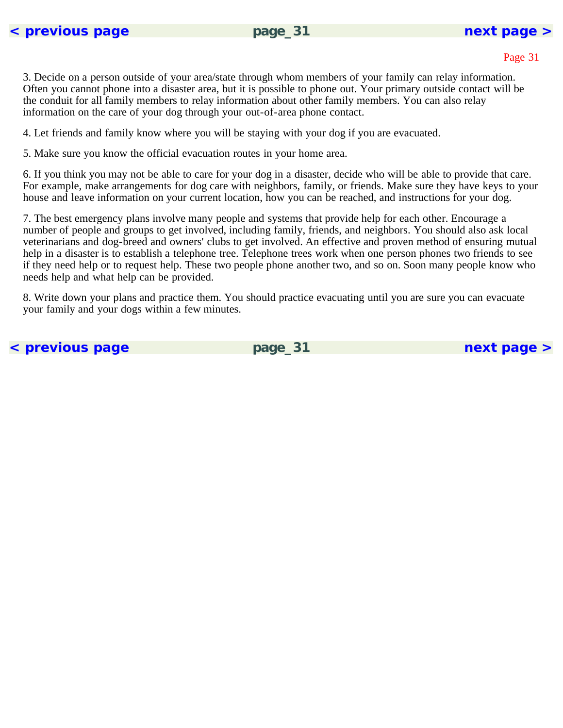3. Decide on a person outside of your area/state through whom members of your family can relay information. Often you cannot phone into a disaster area, but it is possible to phone out. Your primary outside contact will be the conduit for all family members to relay information about other family members. You can also relay information on the care of your dog through your out-of-area phone contact.

4. Let friends and family know where you will be staying with your dog if you are evacuated.

5. Make sure you know the official evacuation routes in your home area.

6. If you think you may not be able to care for your dog in a disaster, decide who will be able to provide that care. For example, make arrangements for dog care with neighbors, family, or friends. Make sure they have keys to your house and leave information on your current location, how you can be reached, and instructions for your dog.

7. The best emergency plans involve many people and systems that provide help for each other. Encourage a number of people and groups to get involved, including family, friends, and neighbors. You should also ask local veterinarians and dog-breed and owners' clubs to get involved. An effective and proven method of ensuring mutual help in a disaster is to establish a telephone tree. Telephone trees work when one person phones two friends to see if they need help or to request help. These two people phone another two, and so on. Soon many people know who needs help and what help can be provided.

8. Write down your plans and practice them. You should practice evacuating until you are sure you can evacuate your family and your dogs within a few minutes.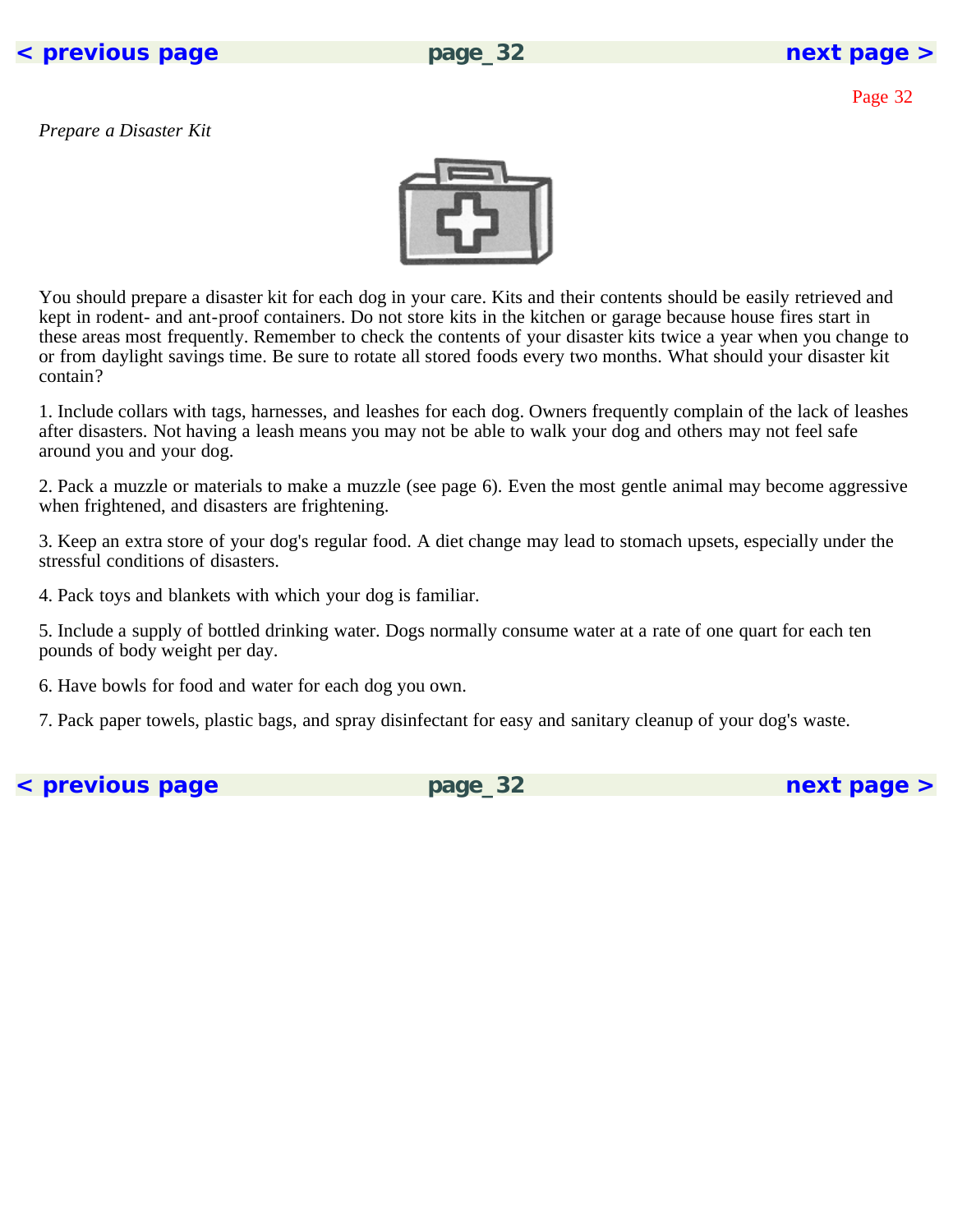*Prepare a Disaster Kit*

You should prepare a disaster kit for each dog in your care. Kits and their contents should be easily retrieved and kept in rodent- and ant-proof containers. Do not store kits in the kitchen or garage because house fires start in these areas most frequently. Remember to check the contents of your disaster kits twice a year when you change to or from daylight savings time. Be sure to rotate all stored foods every two months. What should your disaster kit contain?

1. Include collars with tags, harnesses, and leashes for each dog. Owners frequently complain of the lack of leashes after disasters. Not having a leash means you may not be able to walk your dog and others may not feel safe around you and your dog.

2. Pack a muzzle or materials to make a muzzle (see page 6). Even the most gentle animal may become aggressive when frightened, and disasters are frightening.

3. Keep an extra store of your dog's regular food. A diet change may lead to stomach upsets, especially under the stressful conditions of disasters.

4. Pack toys and blankets with which your dog is familiar.

5. Include a supply of bottled drinking water. Dogs normally consume water at a rate of one quart for each ten pounds of body weight per day.

6. Have bowls for food and water for each dog you own.

7. Pack paper towels, plastic bags, and spray disinfectant for easy and sanitary cleanup of your dog's waste.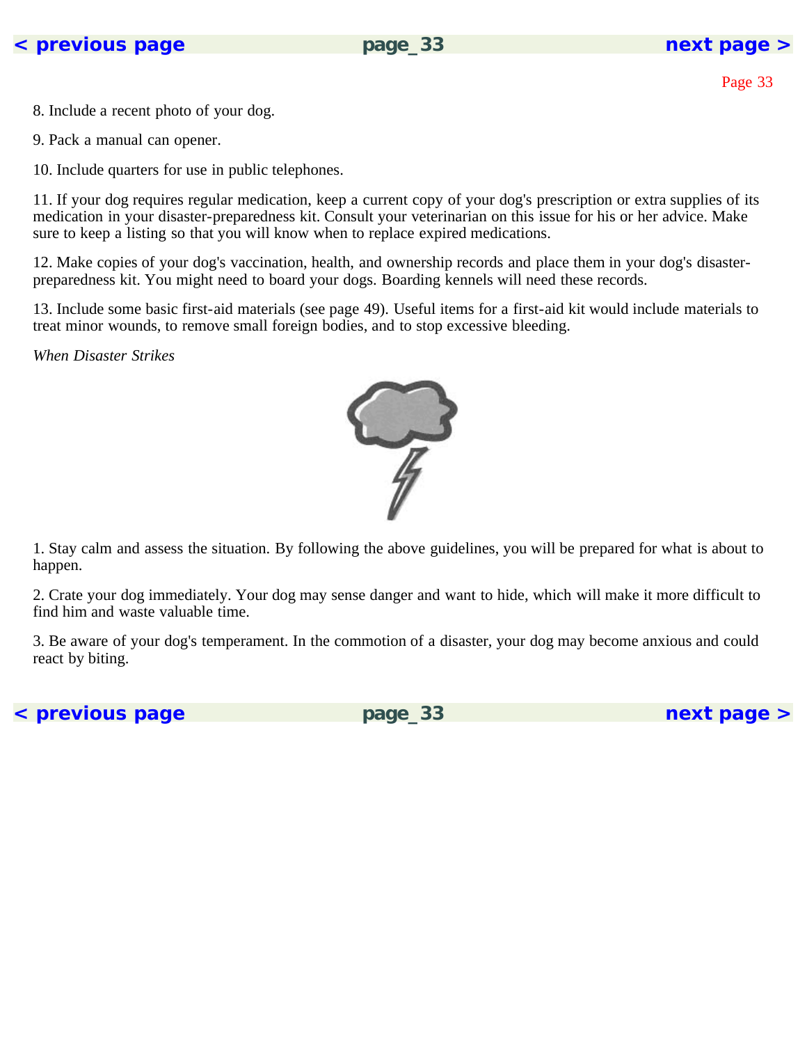8. Include a recent photo of your dog.

9. Pack a manual can opener.

10. Include quarters for use in public telephones.

11. If your dog requires regular medication, keep a current copy of your dog's prescription or extra supplies of its medication in your disaster-preparedness kit. Consult your veterinarian on this issue for his or her advice. Make sure to keep a listing so that you will know when to replace expired medications.

12. Make copies of your dog's vaccination, health, and ownership records and place them in your dog's disaster-preparedness kit. You might need to board your dogs. Boarding kennels will need these records.

13. Include some basic first-aid materials (see page 49). Useful items for a first-aid kit would include materials to treat minor wounds, to remove small foreign bodies, and to stop excessive bleeding.

*When Disaster Strikes*

1. Stay calm and assess the situation. By following the above guidelines, you will be prepared for what is about to happen.

2. Crate your dog immediately. Your dog may sense danger and want to hide, which will make it more difficult to find him and waste valuable time.

3. Be aware of your dog's temperament. In the commotion of a disaster, your dog may become anxious and could react by biting.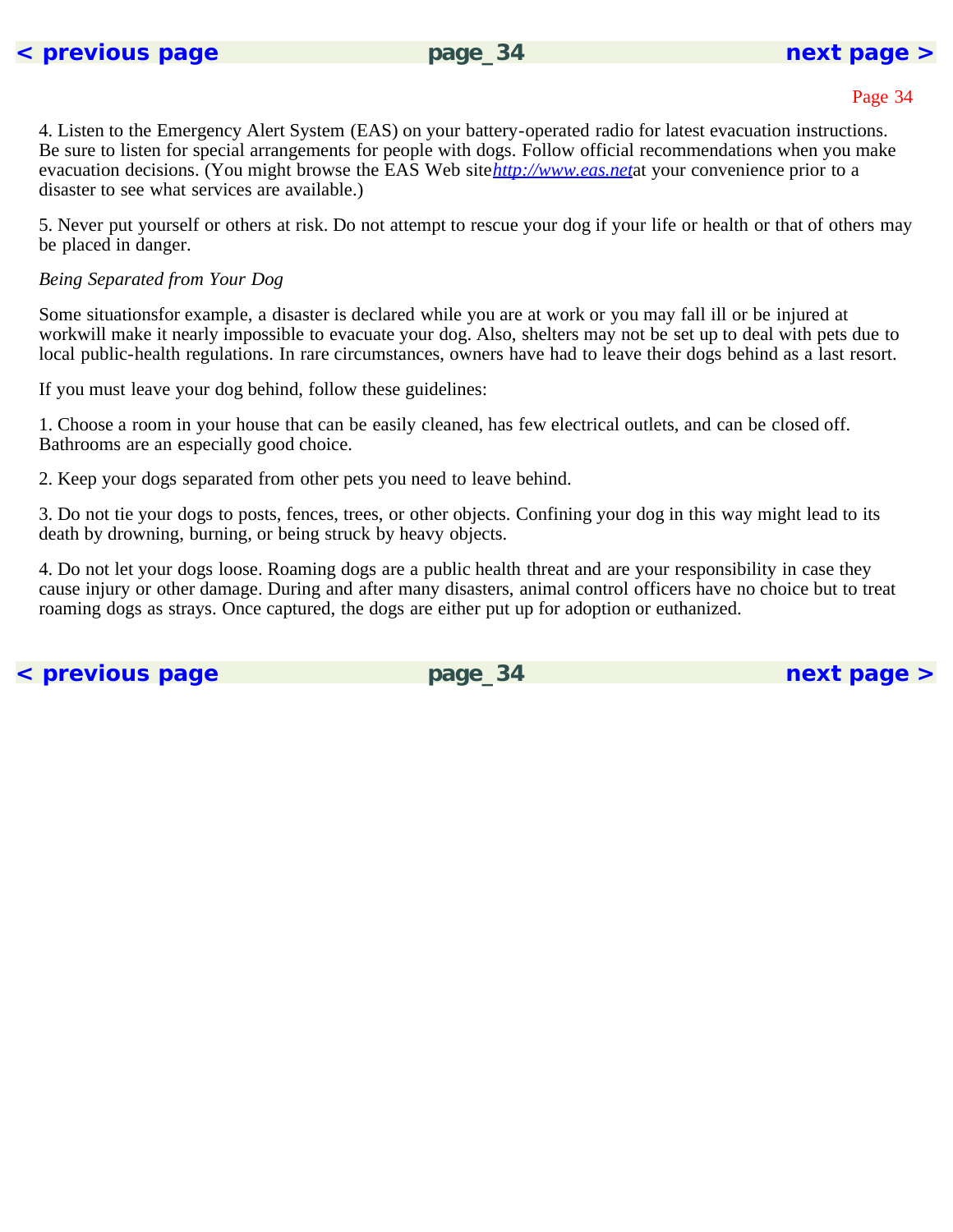4. Listen to the Emergency Alert System (EAS) on your battery-operated radio for latest evacuation instructions. Be sure to listen for special arrangements for people with dogs. Follow official recommendations when you make evacuation decisions. (You might browse the EAS Web site*http://www.eas.net*at your convenience prior to a disaster to see what services are available.)

5. Never put yourself or others at risk. Do not attempt to rescue your dog if your life or health or that of others may be placed in danger.

*Being Separated from Your Dog*

Some situationsfor example, a disaster is declared while you are at work or you may fall ill or be injured at workwill make it nearly impossible to evacuate your dog. Also, shelters may not be set up to deal with pets due to local public-health regulations. In rare circumstances, owners have had to leave their dogs behind as a last resort.

If you must leave your dog behind, follow these guidelines:

1. Choose a room in your house that can be easily cleaned, has few electrical outlets, and can be closed off. Bathrooms are an especially good choice.

2. Keep your dogs separated from other pets you need to leave behind.

3. Do not tie your dogs to posts, fences, trees, or other objects. Confining your dog in this way might lead to its death by drowning, burning, or being struck by heavy objects.

4. Do not let your dogs loose. Roaming dogs are a public health threat and are your responsibility in case they cause injury or other damage. During and after many disasters, animal control officers have no choice but to treat roaming dogs as strays. Once captured, the dogs are either put up for adoption or euthanized.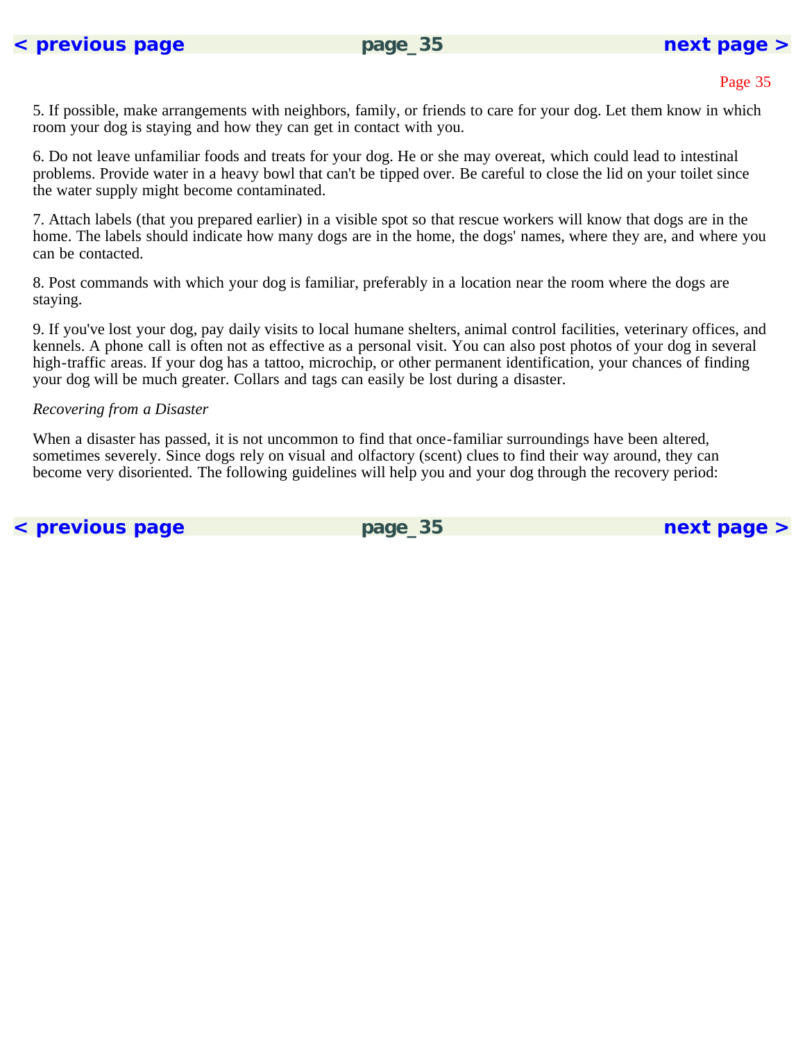5. If possible, make arrangements with neighbors, family, or friends to care for your dog. Let them know in which room your dog is staying and how they can get in contact with you.

6. Do not leave unfamiliar foods and treats for your dog. He or she may overeat, which could lead to intestinal problems. Provide water in a heavy bowl that can't be tipped over. Be careful to close the lid on your toilet since the water supply might become contaminated.

7. Attach labels (that you prepared earlier) in a visible spot so that rescue workers will know that dogs are in the home. The labels should indicate how many dogs are in the home, the dogs' names, where they are, and where you can be contacted.

8. Post commands with which your dog is familiar, preferably in a location near the room where the dogs are staying.

9. If you've lost your dog, pay daily visits to local humane shelters, animal control facilities, veterinary offices, and kennels. A phone call is often not as effective as a personal visit. You can also post photos of your dog in several high-traffic areas. If your dog has a tattoo, microchip, or other permanent identification, your chances of finding your dog will be much greater. Collars and tags can easily be lost during a disaster.

*Recovering from a Disaster*

When a disaster has passed, it is not uncommon to find that once-familiar surroundings have been altered, sometimes severely. Since dogs rely on visual and olfactory (scent) clues to find their way around, they can become very disoriented. The following guidelines will help you and your dog through the recovery period: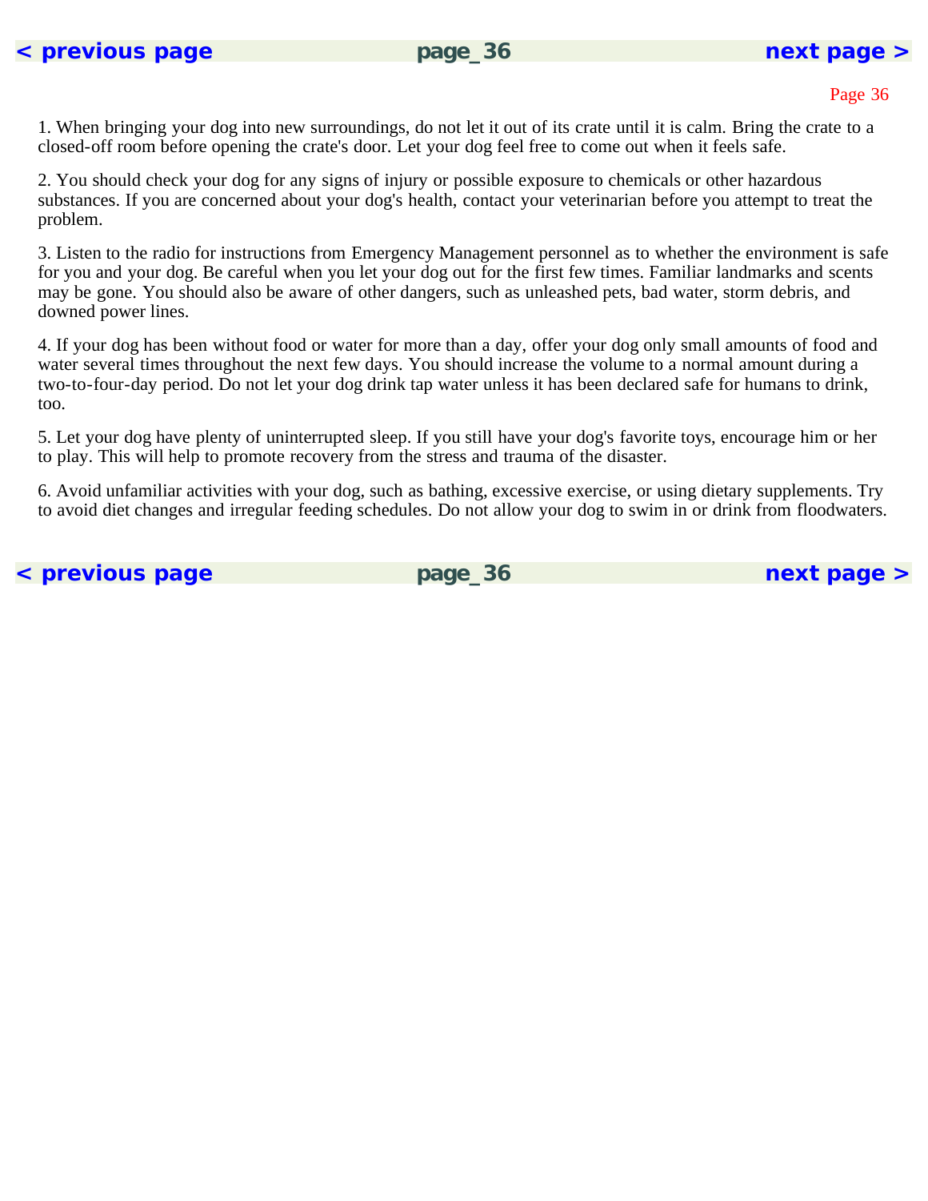1. When bringing your dog into new surroundings, do not let it out of its crate until it is calm. Bring the crate to a closed-off room before opening the crate's door. Let your dog feel free to come out when it feels safe.

2. You should check your dog for any signs of injury or possible exposure to chemicals or other hazardous substances. If you are concerned about your dog's health, contact your veterinarian before you attempt to treat the problem.

3. Listen to the radio for instructions from Emergency Management personnel as to whether the environment is safe for you and your dog. Be careful when you let your dog out for the first few times. Familiar landmarks and scents may be gone. You should also be aware of other dangers, such as unleashed pets, bad water, storm debris, and downed power lines.

4. If your dog has been without food or water for more than a day, offer your dog only small amounts of food and water several times throughout the next few days. You should increase the volume to a normal amount during a two-to-four-day period. Do not let your dog drink tap water unless it has been declared safe for humans to drink, too.

5. Let your dog have plenty of uninterrupted sleep. If you still have your dog's favorite toys, encourage him or her to play. This will help to promote recovery from the stress and trauma of the disaster.

6. Avoid unfamiliar activities with your dog, such as bathing, excessive exercise, or using dietary supplements. Try to avoid diet changes and irregular feeding schedules. Do not allow your dog to swim in or drink from floodwaters.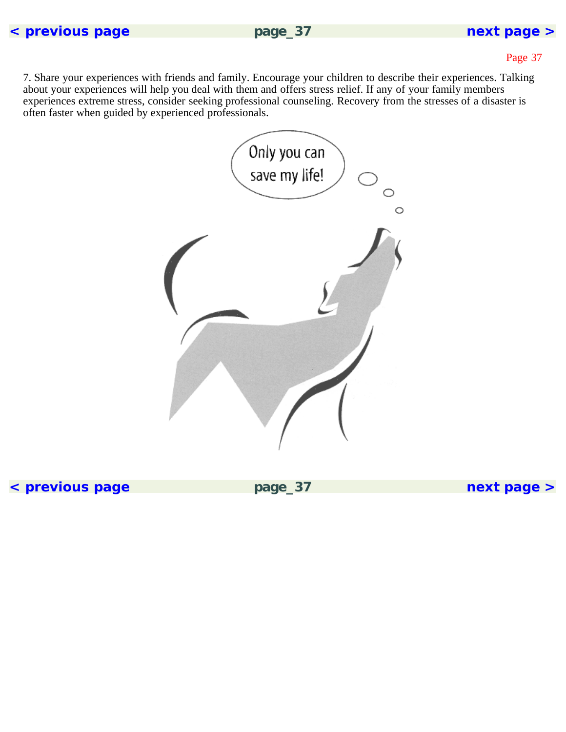7. Share your experiences with friends and family. Encourage your children to describe their experiences. Talking about your experiences will help you deal with them and offers stress relief. If any of your family members experiences extreme stress, consider seeking professional counseling. Recovery from the stresses of a disaster is often faster when guided by experienced professionals.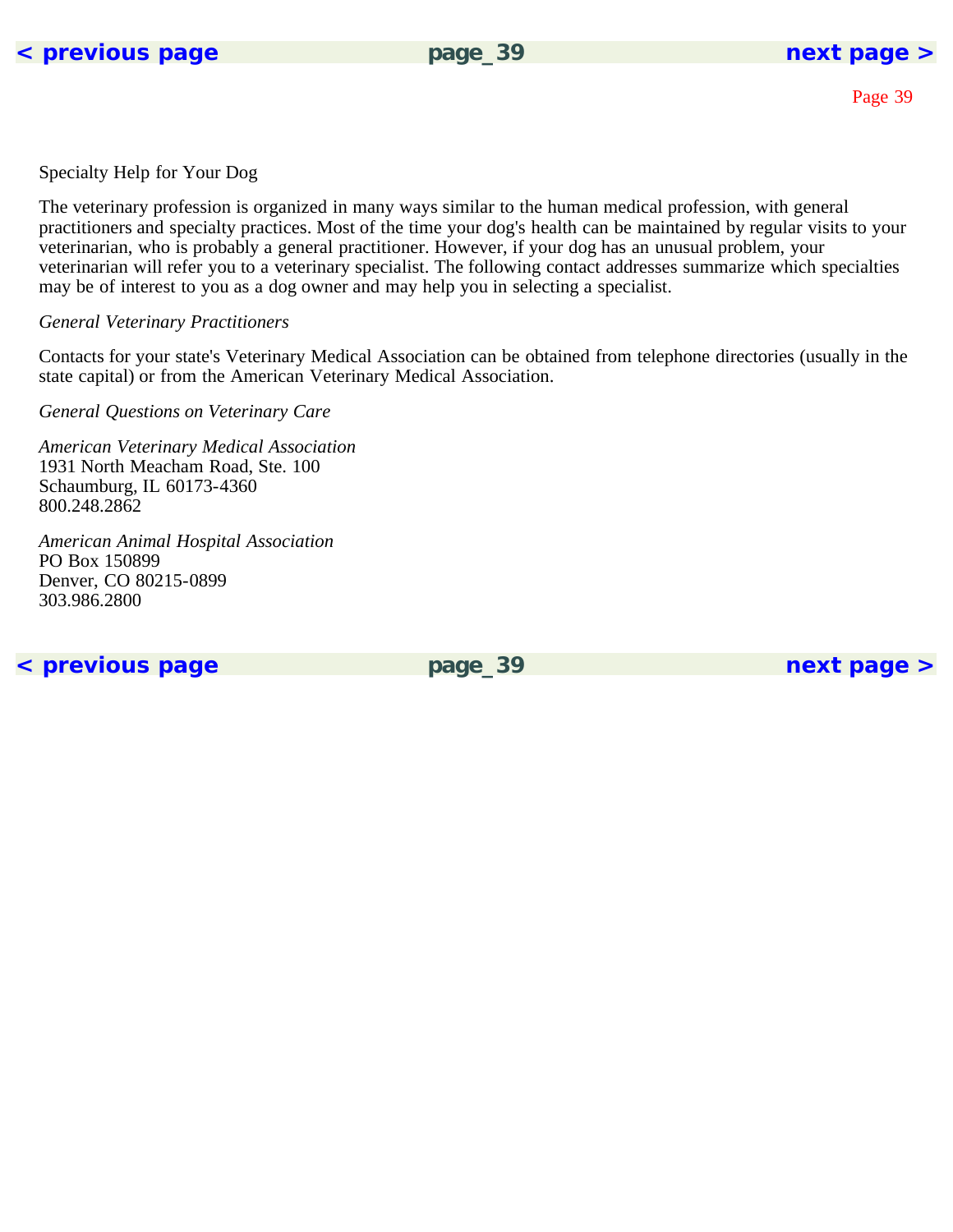# Specialty Help for Your Dog

The veterinary profession is organized in many ways similar to the human medical profession, with general practitioners and specialty practices. Most of the time your dog's health can be maintained by regular visits to your veterinarian, who is probably a general practitioner. However, if your dog has an unusual problem, your veterinarian will refer you to a veterinary specialist. The following contact addresses summarize which specialties may be of interest to you as a dog owner and may help you in selecting a specialist.

*General Veterinary Practitioners*

Contacts for your state's Veterinary Medical Association can be obtained from telephone directories (usually in the state capital) or from the American Veterinary Medical Association.

*General Questions on Veterinary Care*

*American Veterinary Medical Association*
1931 North Meacham Road, Ste. 100
Schaumburg, IL 60173-4360
800.248.2862

*American Animal Hospital Association*
PO Box 150899
Denver, CO 80215-0899
303.986.2800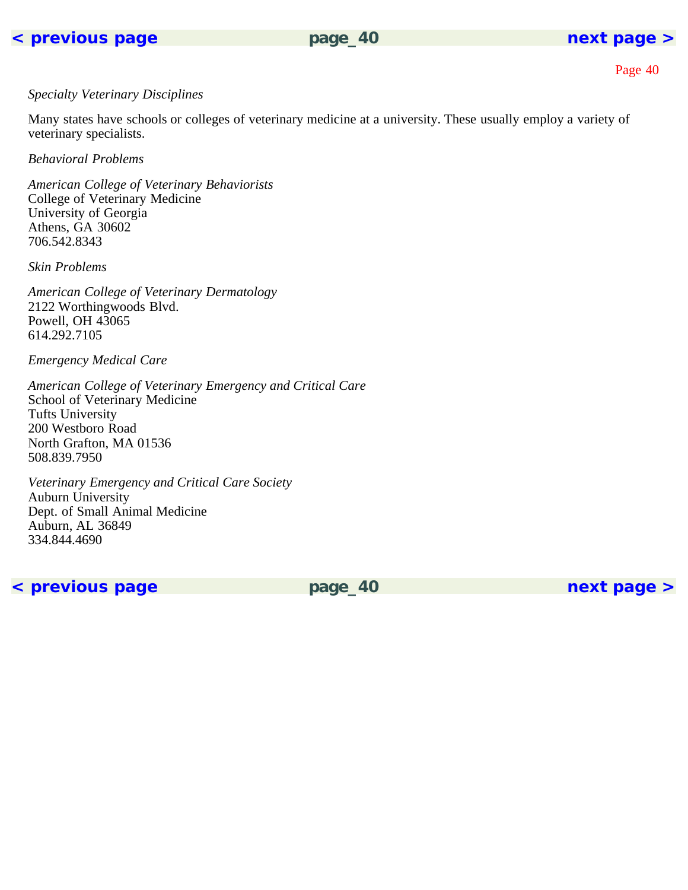*Specialty Veterinary Disciplines*

Many states have schools or colleges of veterinary medicine at a university. These usually employ a variety of veterinary specialists.

*Behavioral Problems*

*American College of Veterinary Behaviorists*
College of Veterinary Medicine
University of Georgia
Athens, GA 30602
706.542.8343

*Skin Problems*

*American College of Veterinary Dermatology*
2122 Worthingwoods Blvd.
Powell, OH 43065
614.292.7105

*Emergency Medical Care*

*American College of Veterinary Emergency and Critical Care*
School of Veterinary Medicine
Tufts University
200 Westboro Road
North Grafton, MA 01536
508.839.7950

*Veterinary Emergency and Critical Care Society*
Auburn University
Dept. of Small Animal Medicine
Auburn, AL 36849
334.844.4690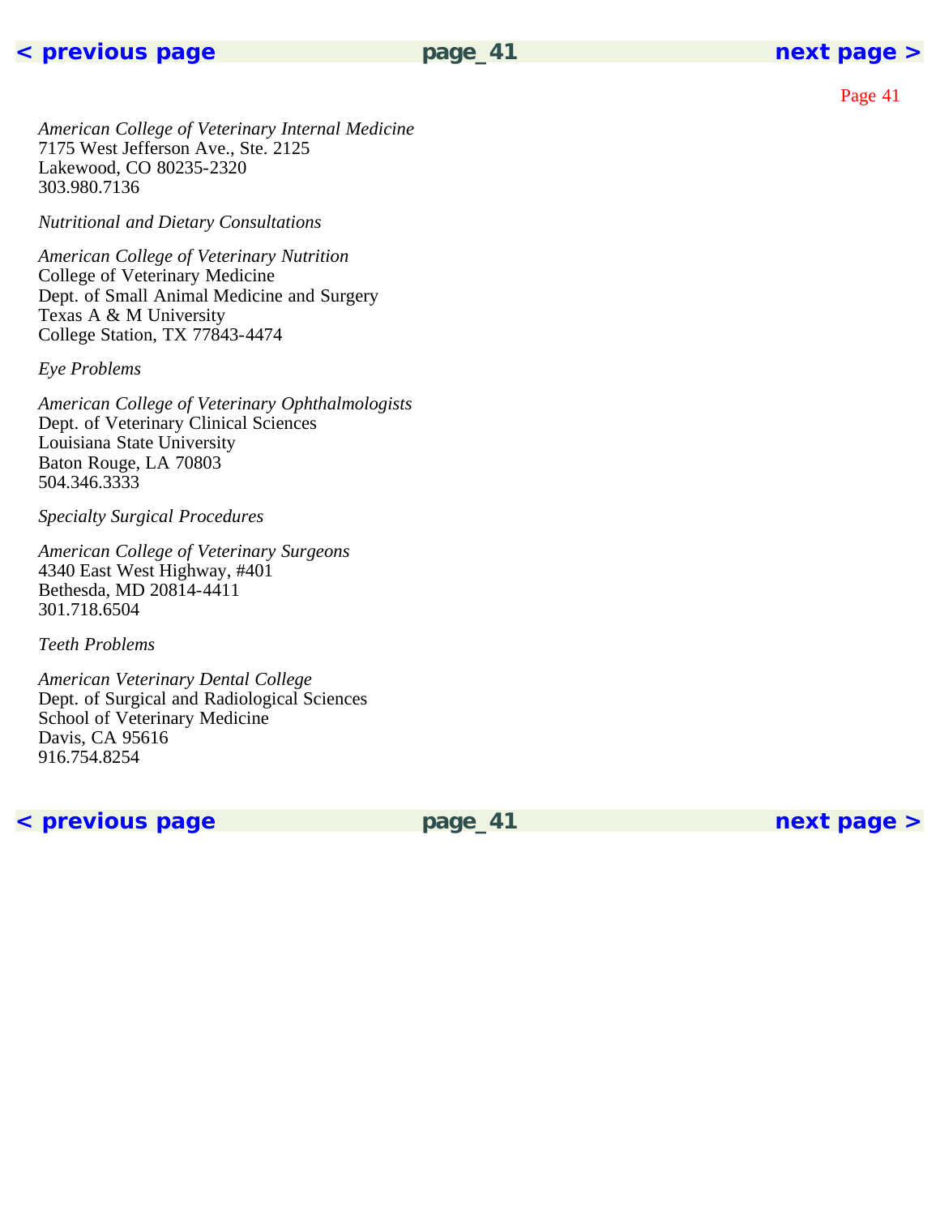*American College of Veterinary Internal Medicine*
7175 West Jefferson Ave., Ste. 2125
Lakewood, CO 80235-2320
303.980.7136

*Nutritional and Dietary Consultations*

*American College of Veterinary Nutrition*
College of Veterinary Medicine
Dept. of Small Animal Medicine and Surgery
Texas A & M University
College Station, TX 77843-4474

*Eye Problems*

*American College of Veterinary Ophthalmologists*
Dept. of Veterinary Clinical Sciences
Louisiana State University
Baton Rouge, LA 70803
504.346.3333

*Specialty Surgical Procedures*

*American College of Veterinary Surgeons*
4340 East West Highway, #401
Bethesda, MD 20814-4411
301.718.6504

*Teeth Problems*

*American Veterinary Dental College*
Dept. of Surgical and Radiological Sciences
School of Veterinary Medicine
Davis, CA 95616
916.754.8254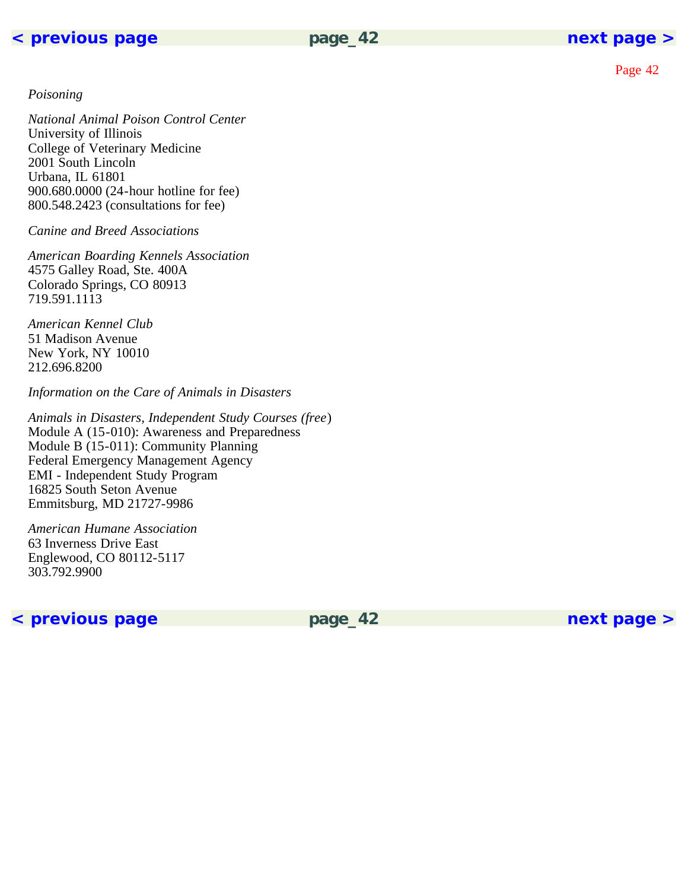*Poisoning*

*National Animal Poison Control Center*
University of Illinois
College of Veterinary Medicine
2001 South Lincoln
Urbana, IL 61801
900.680.0000 (24-hour hotline for fee)
800.548.2423 (consultations for fee)

*Canine and Breed Associations*

*American Boarding Kennels Association*
4575 Galley Road, Ste. 400A
Colorado Springs, CO 80913
719.591.1113

*American Kennel Club*
51 Madison Avenue
New York, NY 10010
212.696.8200

*Information on the Care of Animals in Disasters*

*Animals in Disasters, Independent Study Courses (free)*
Module A (15-010): Awareness and Preparedness
Module B (15-011): Community Planning
Federal Emergency Management Agency
EMI - Independent Study Program
16825 South Seton Avenue
Emmitsburg, MD 21727-9986

*American Humane Association*
63 Inverness Drive East
Englewood, CO 80112-5117
303.792.9900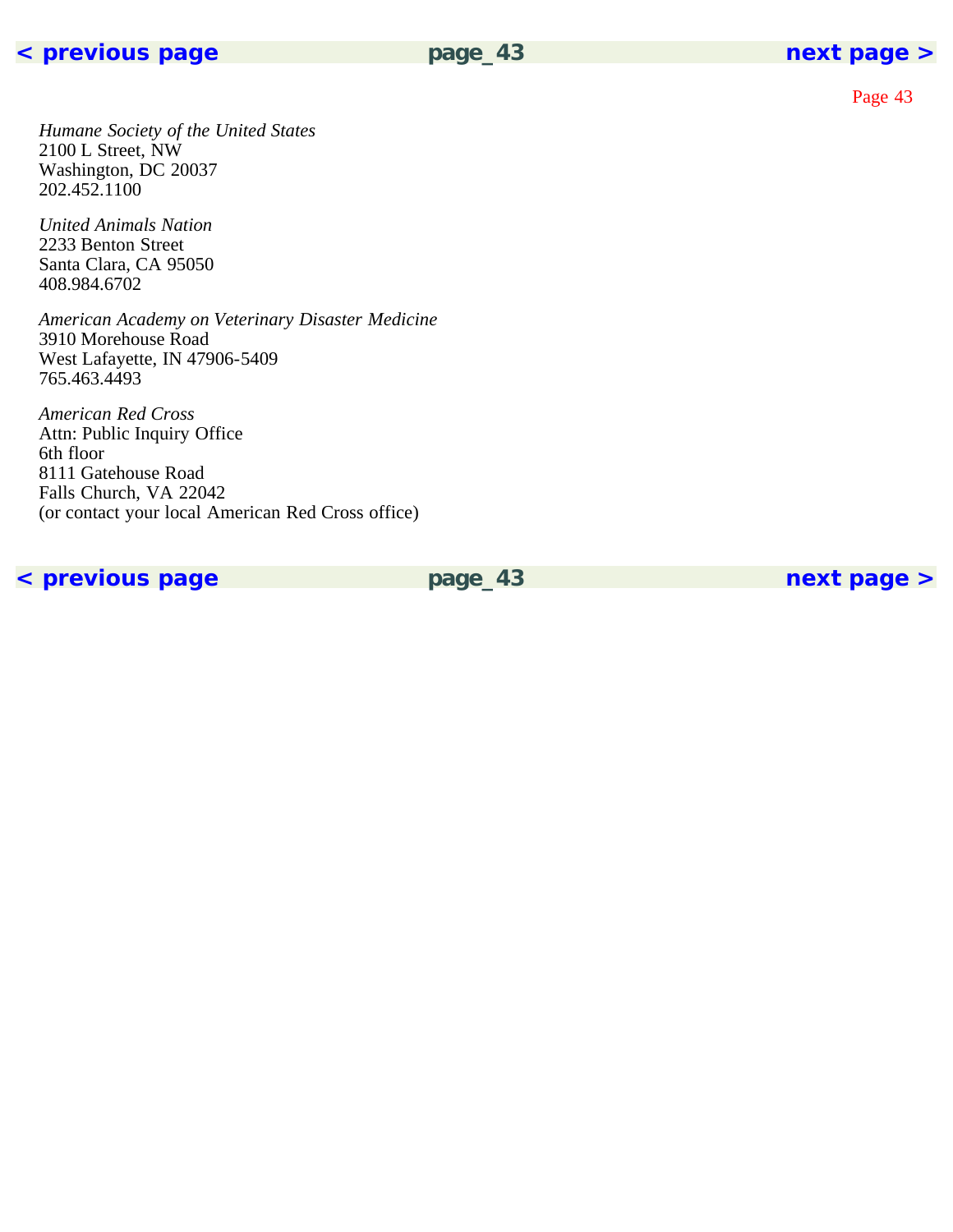*Humane Society of the United States*
2100 L Street, NW
Washington, DC 20037
202.452.1100

*United Animals Nation*
2233 Benton Street
Santa Clara, CA 95050
408.984.6702

*American Academy on Veterinary Disaster Medicine*
3910 Morehouse Road
West Lafayette, IN 47906-5409
765.463.4493

*American Red Cross*
Attn: Public Inquiry Office
6th floor
8111 Gatehouse Road
Falls Church, VA 22042
(or contact your local American Red Cross office)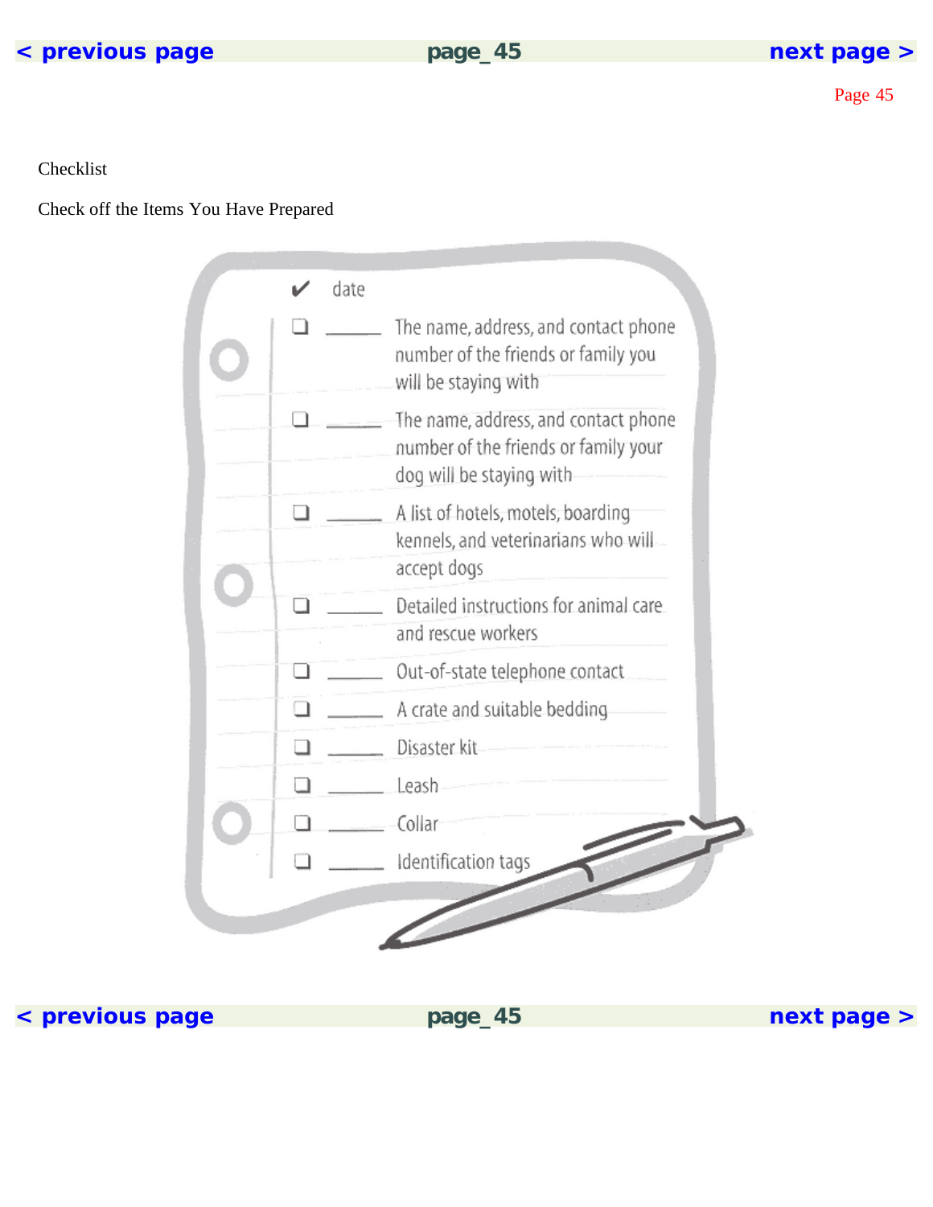Checklist

Check off the Items You Have Prepared

| ✔ | date | |
|---|---|---|
| ❑ | ______ | The name, address, and contact phone number of the friends or family you will be staying with |
| ❑ | ______ | The name, address, and contact phone number of the friends or family your dog will be staying with |
| ❑ | ______ | A list of hotels, motels, boarding kennels, and veterinarians who will accept dogs |
| ❑ | ______ | Detailed instructions for animal care and rescue workers |
| ❑ | ______ | Out-of-state telephone contact |
| ❑ | ______ | A crate and suitable bedding |
| ❑ | ______ | Disaster kit |
| ❑ | ______ | Leash |
| ❑ | ______ | Collar |
| ❑ | ______ | Identification tags |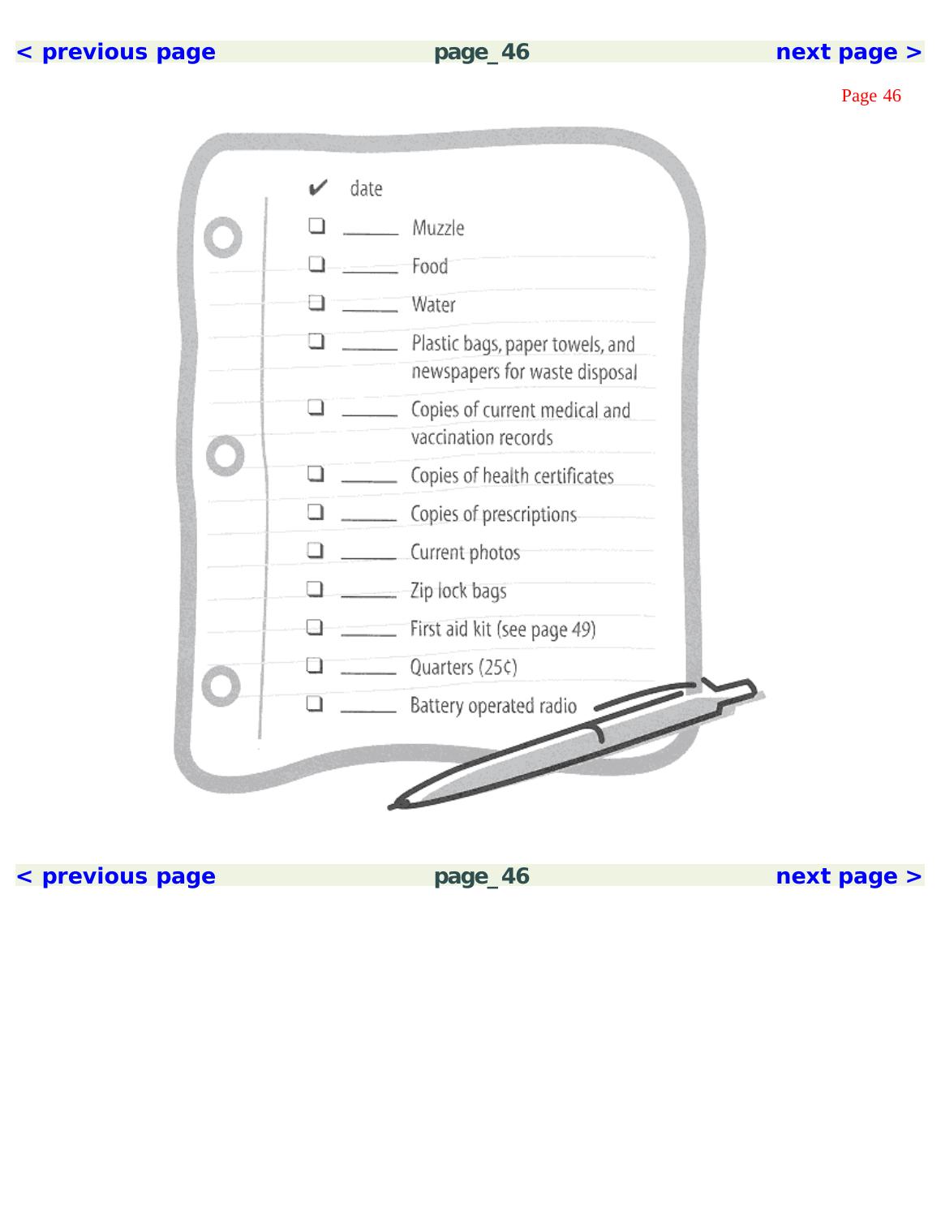✔ date

- ❑ ______ Muzzle
- ❑ ______ Food
- ❑ ______ Water
- ❑ ______ Plastic bags, paper towels, and newspapers for waste disposal
- ❑ ______ Copies of current medical and vaccination records
- ❑ ______ Copies of health certificates
- ❑ ______ Copies of prescriptions
- ❑ ______ Current photos
- ❑ ______ Zip lock bags
- ❑ ______ First aid kit (see page 49)
- ❑ ______ Quarters (25¢)
- ❑ ______ Battery operated radio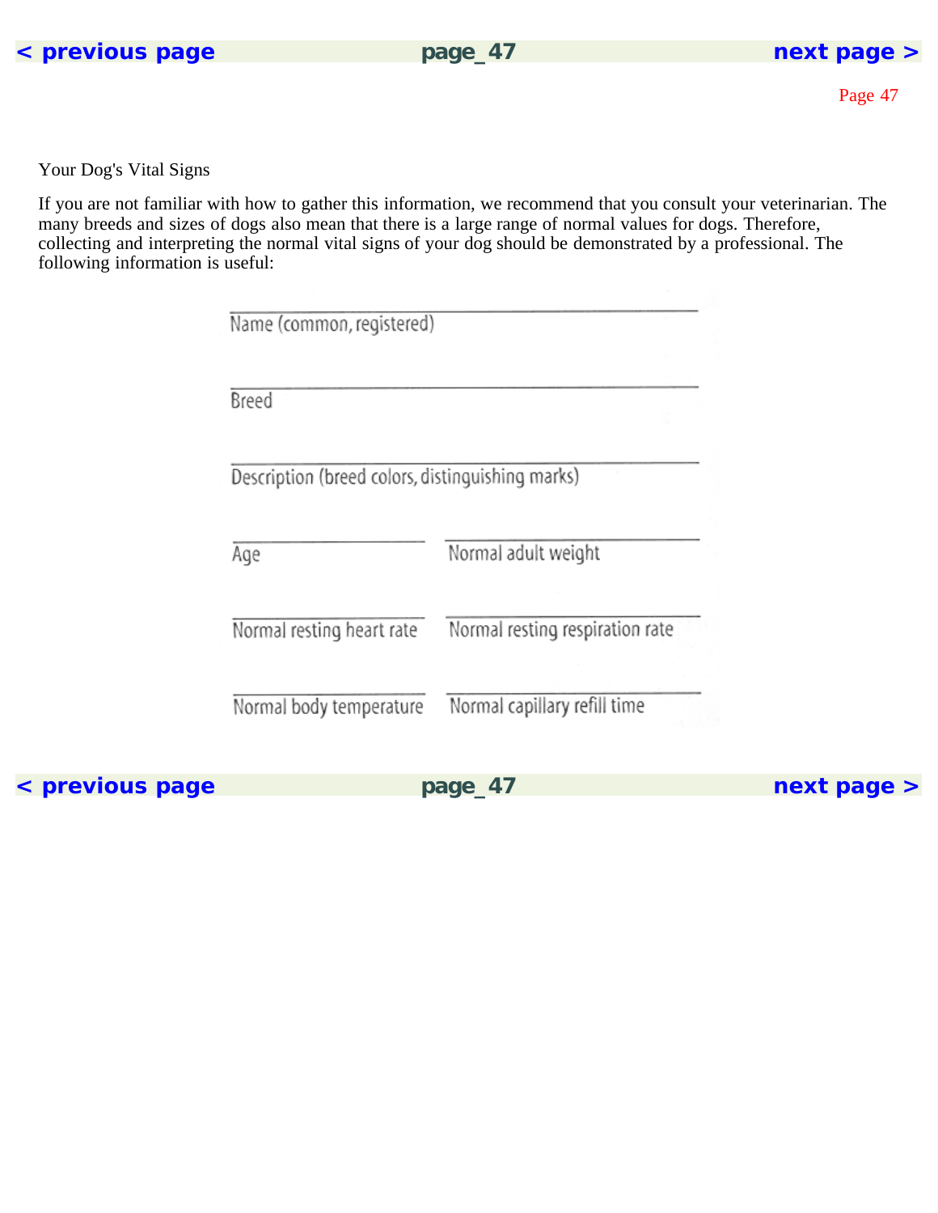Your Dog's Vital Signs

If you are not familiar with how to gather this information, we recommend that you consult your veterinarian. The many breeds and sizes of dogs also mean that there is a large range of normal values for dogs. Therefore, collecting and interpreting the normal vital signs of your dog should be demonstrated by a professional. The following information is useful:

\_\_\_\_\_\_\_\_\_\_\_\_\_\_\_\_\_\_\_\_\_\_\_\_\_\_\_\_\_\_\_\_\_\_\_\_\_\_\_\_
Name (common, registered)

\_\_\_\_\_\_\_\_\_\_\_\_\_\_\_\_\_\_\_\_\_\_\_\_\_\_\_\_\_\_\_\_\_\_\_\_\_\_\_\_
Breed

\_\_\_\_\_\_\_\_\_\_\_\_\_\_\_\_\_\_\_\_\_\_\_\_\_\_\_\_\_\_\_\_\_\_\_\_\_\_\_\_
Description (breed colors, distinguishing marks)

| | |
|---|---|
| \_\_\_\_\_\_\_\_\_\_\_\_\_\_\_\_\_\_\_\_ | \_\_\_\_\_\_\_\_\_\_\_\_\_\_\_\_\_\_\_\_ |
| Age | Normal adult weight |
| \_\_\_\_\_\_\_\_\_\_\_\_\_\_\_\_\_\_\_\_ | \_\_\_\_\_\_\_\_\_\_\_\_\_\_\_\_\_\_\_\_ |
| Normal resting heart rate | Normal resting respiration rate |
| \_\_\_\_\_\_\_\_\_\_\_\_\_\_\_\_\_\_\_\_ | \_\_\_\_\_\_\_\_\_\_\_\_\_\_\_\_\_\_\_\_ |
| Normal body temperature | Normal capillary refill time |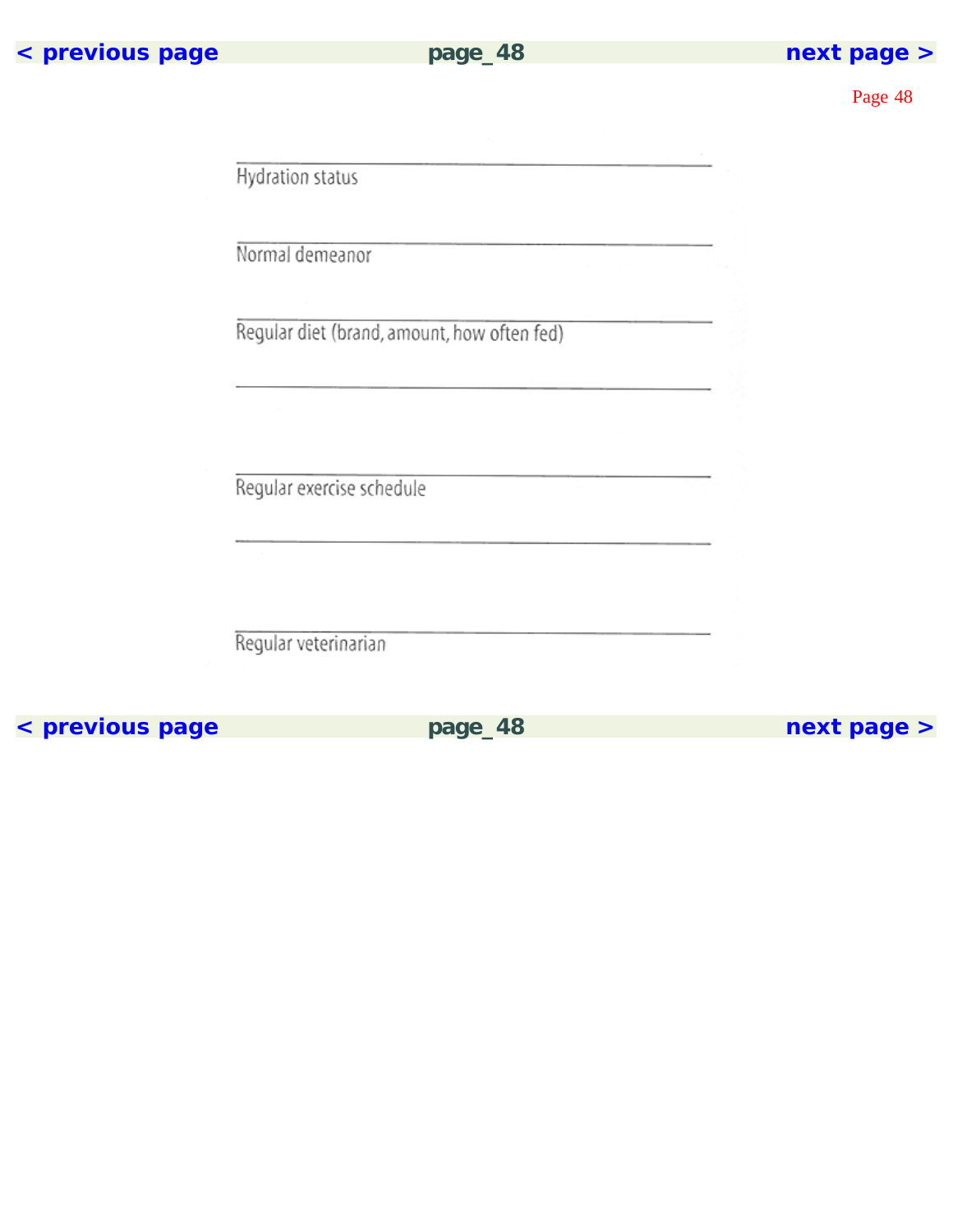\_\_\_\_\_\_\_\_\_\_\_\_\_\_\_\_\_\_\_\_\_\_\_\_\_\_\_\_\_\_\_\_\_\_\_\_\_\_\_\_

Hydration status

\_\_\_\_\_\_\_\_\_\_\_\_\_\_\_\_\_\_\_\_\_\_\_\_\_\_\_\_\_\_\_\_\_\_\_\_\_\_\_\_

Normal demeanor

\_\_\_\_\_\_\_\_\_\_\_\_\_\_\_\_\_\_\_\_\_\_\_\_\_\_\_\_\_\_\_\_\_\_\_\_\_\_\_\_

Regular diet (brand, amount, how often fed)

\_\_\_\_\_\_\_\_\_\_\_\_\_\_\_\_\_\_\_\_\_\_\_\_\_\_\_\_\_\_\_\_\_\_\_\_\_\_\_\_

\_\_\_\_\_\_\_\_\_\_\_\_\_\_\_\_\_\_\_\_\_\_\_\_\_\_\_\_\_\_\_\_\_\_\_\_\_\_\_\_

Regular exercise schedule

\_\_\_\_\_\_\_\_\_\_\_\_\_\_\_\_\_\_\_\_\_\_\_\_\_\_\_\_\_\_\_\_\_\_\_\_\_\_\_\_

\_\_\_\_\_\_\_\_\_\_\_\_\_\_\_\_\_\_\_\_\_\_\_\_\_\_\_\_\_\_\_\_\_\_\_\_\_\_\_\_

Regular veterinarian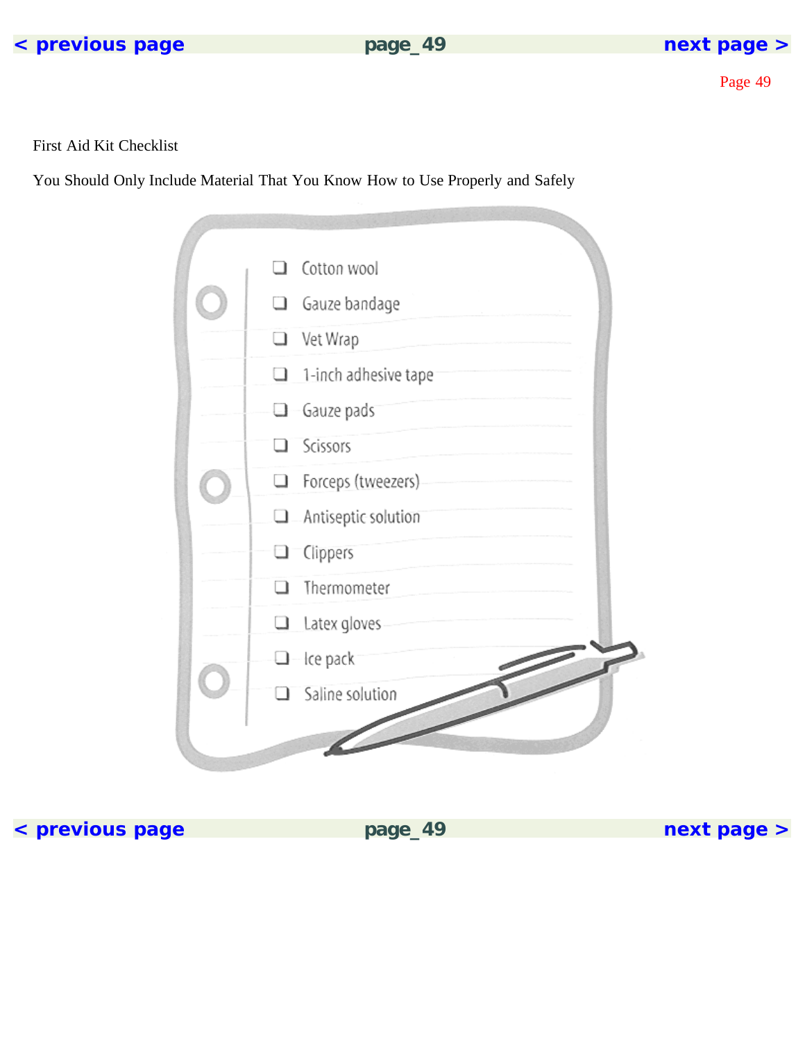First Aid Kit Checklist

You Should Only Include Material That You Know How to Use Properly and Safely

- [ ] Cotton wool
- [ ] Gauze bandage
- [ ] Vet Wrap
- [ ] 1-inch adhesive tape
- [ ] Gauze pads
- [ ] Scissors
- [ ] Forceps (tweezers)
- [ ] Antiseptic solution
- [ ] Clippers
- [ ] Thermometer
- [ ] Latex gloves
- [ ] Ice pack
- [ ] Saline solution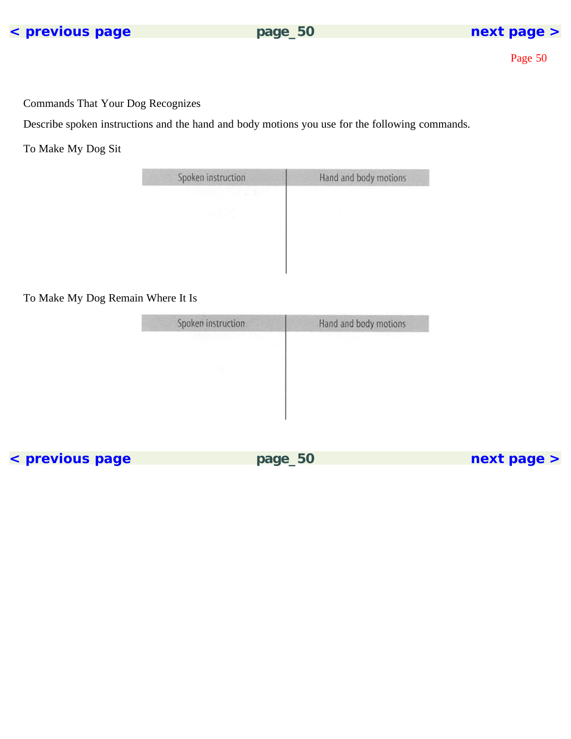## Commands That Your Dog Recognizes

Describe spoken instructions and the hand and body motions you use for the following commands.

### To Make My Dog Sit

| Spoken instruction | Hand and body motions |
| --- | --- |
| | |

### To Make My Dog Remain Where It Is

| Spoken instruction | Hand and body motions |
| --- | --- |
| | |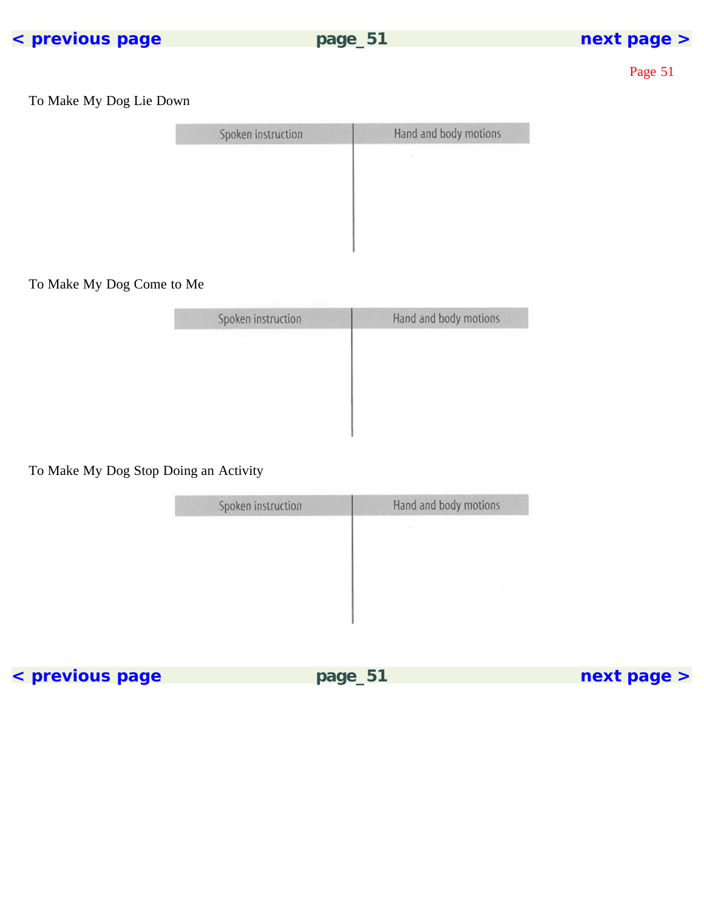To Make My Dog Lie Down

| Spoken instruction | Hand and body motions |
| --- | --- |
| | |

To Make My Dog Come to Me

| Spoken instruction | Hand and body motions |
| --- | --- |
| | |

To Make My Dog Stop Doing an Activity

| Spoken instruction | Hand and body motions |
| --- | --- |
| | |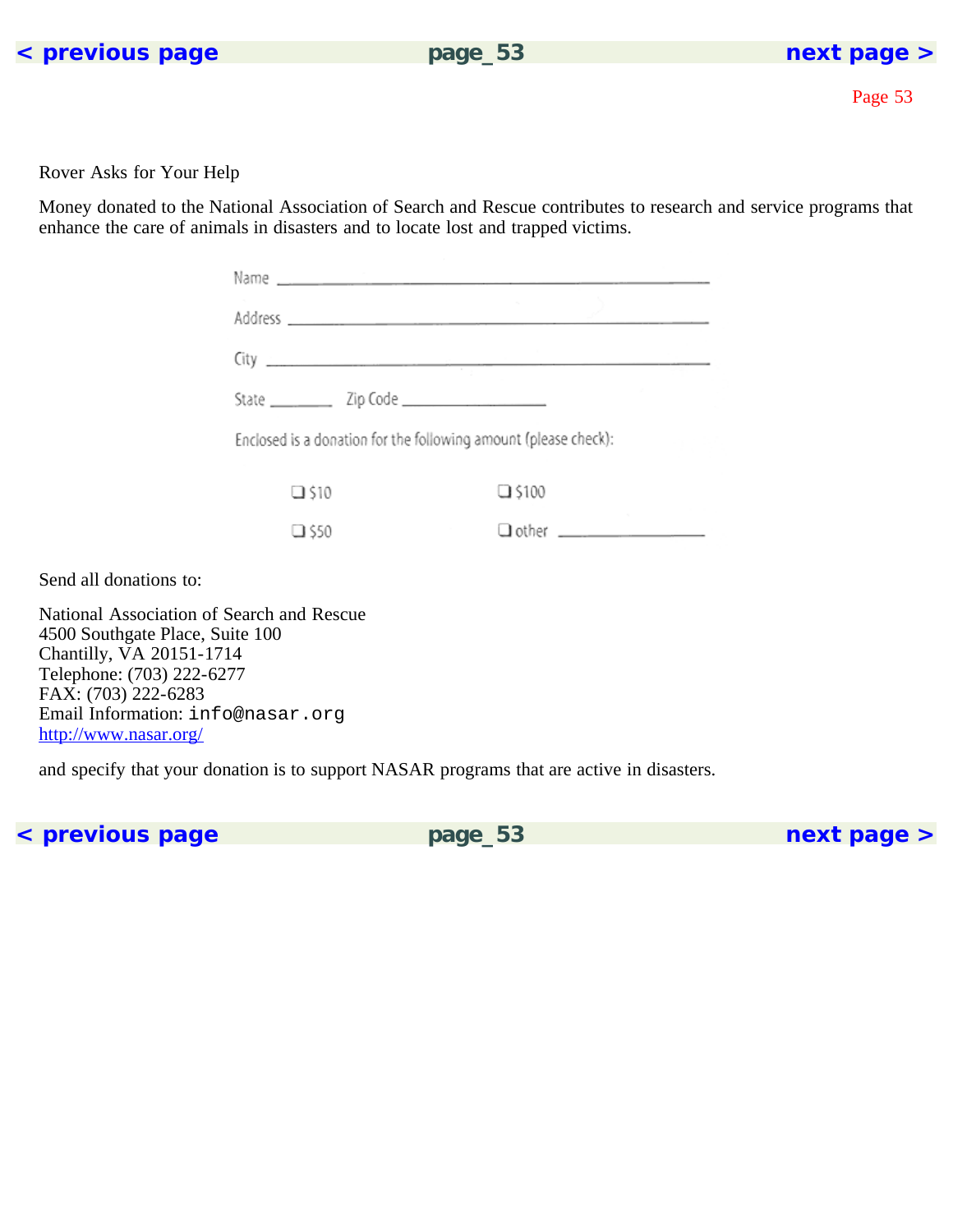## Rover Asks for Your Help

Money donated to the National Association of Search and Rescue contributes to research and service programs that enhance the care of animals in disasters and to locate lost and trapped victims.

Name ____________________________________________

Address __________________________________________

City _____________________________________________

State ________ Zip Code _________________

Enclosed is a donation for the following amount (please check):

- ❑ $10
- ❑ $100
- ❑ $50
- ❑ other ______________

Send all donations to:

National Association of Search and Rescue
4500 Southgate Place, Suite 100
Chantilly, VA 20151-1714
Telephone: (703) 222-6277
FAX: (703) 222-6283
Email Information: info@nasar.org
http://www.nasar.org/

and specify that your donation is to support NASAR programs that are active in disasters.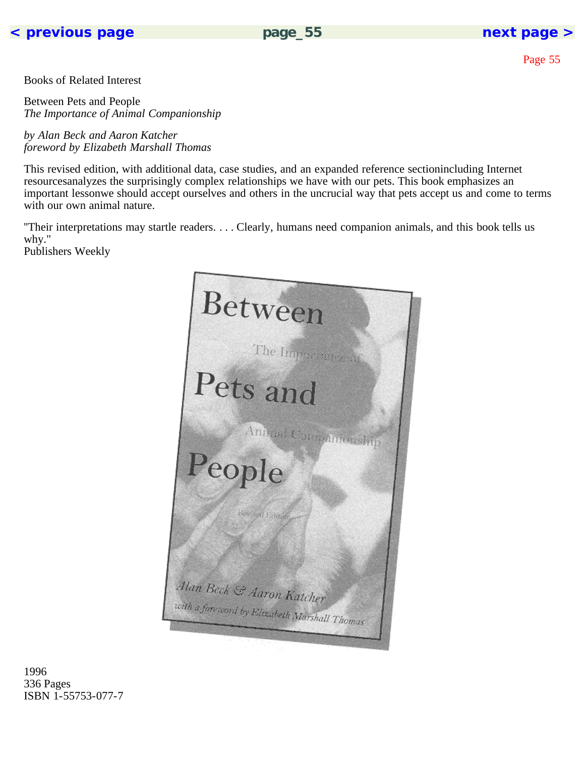Books of Related Interest

Between Pets and People
*The Importance of Animal Companionship*

*by Alan Beck and Aaron Katcher*
*foreword by Elizabeth Marshall Thomas*

This revised edition, with additional data, case studies, and an expanded reference sectionincluding Internet resourcesanalyzes the surprisingly complex relationships we have with our pets. This book emphasizes an important lessonwe should accept ourselves and others in the uncrucial way that pets accept us and come to terms with our own animal nature.

"Their interpretations may startle readers. . . . Clearly, humans need companion animals, and this book tells us why."
Publishers Weekly

1996
336 Pages
ISBN 1-55753-077-7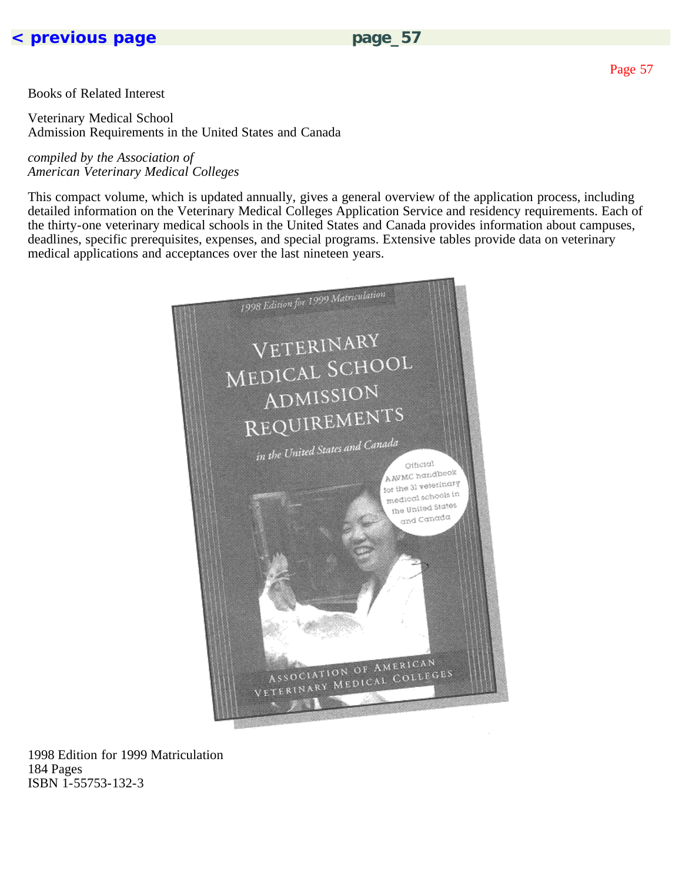## Books of Related Interest

**Veterinary Medical School**
**Admission Requirements in the United States and Canada**

*compiled by the Association of American Veterinary Medical Colleges*

This compact volume, which is updated annually, gives a general overview of the application process, including detailed information on the Veterinary Medical Colleges Application Service and residency requirements. Each of the thirty-one veterinary medical schools in the United States and Canada provides information about campuses, deadlines, specific prerequisites, expenses, and special programs. Extensive tables provide data on veterinary medical applications and acceptances over the last nineteen years.

1998 Edition for 1999 Matriculation
184 Pages
ISBN 1-55753-132-3